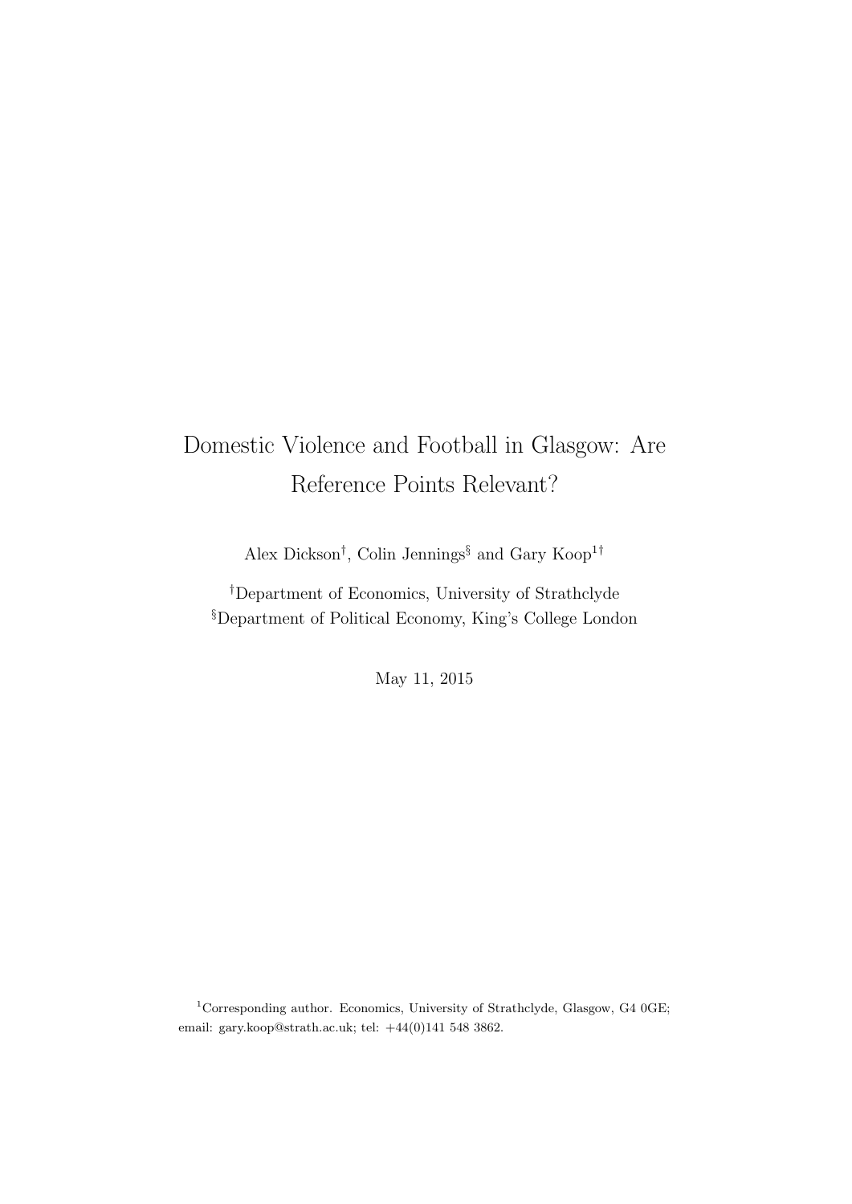# Domestic Violence and Football in Glasgow: Are Reference Points Relevant?

Alex Dickson[†], Colin Jennings[§] and Gary Koop[1†]

[†]Department of Economics, University of Strathclyde

[§]Department of Political Economy, King's College London

May 11, 2015

[1]Corresponding author. Economics, University of Strathclyde, Glasgow, G4 0GE; email: gary.koop@strath.ac.uk; tel: +44(0)141 548 3862.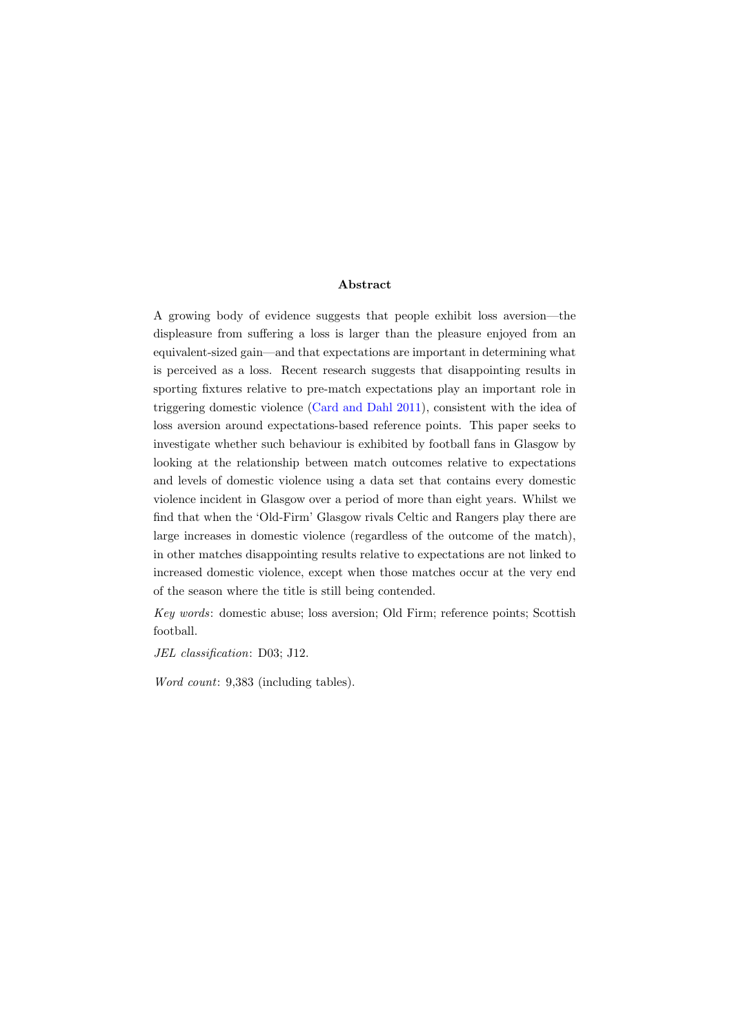## Abstract

A growing body of evidence suggests that people exhibit loss aversion—the displeasure from suffering a loss is larger than the pleasure enjoyed from an equivalent-sized gain—and that expectations are important in determining what is perceived as a loss. Recent research suggests that disappointing results in sporting fixtures relative to pre-match expectations play an important role in triggering domestic violence (Card and Dahl 2011), consistent with the idea of loss aversion around expectations-based reference points. This paper seeks to investigate whether such behaviour is exhibited by football fans in Glasgow by looking at the relationship between match outcomes relative to expectations and levels of domestic violence using a data set that contains every domestic violence incident in Glasgow over a period of more than eight years. Whilst we find that when the 'Old-Firm' Glasgow rivals Celtic and Rangers play there are large increases in domestic violence (regardless of the outcome of the match), in other matches disappointing results relative to expectations are not linked to increased domestic violence, except when those matches occur at the very end of the season where the title is still being contended.

*Key words*: domestic abuse; loss aversion; Old Firm; reference points; Scottish football.

*JEL classification*: D03; J12.

*Word count*: 9,383 (including tables).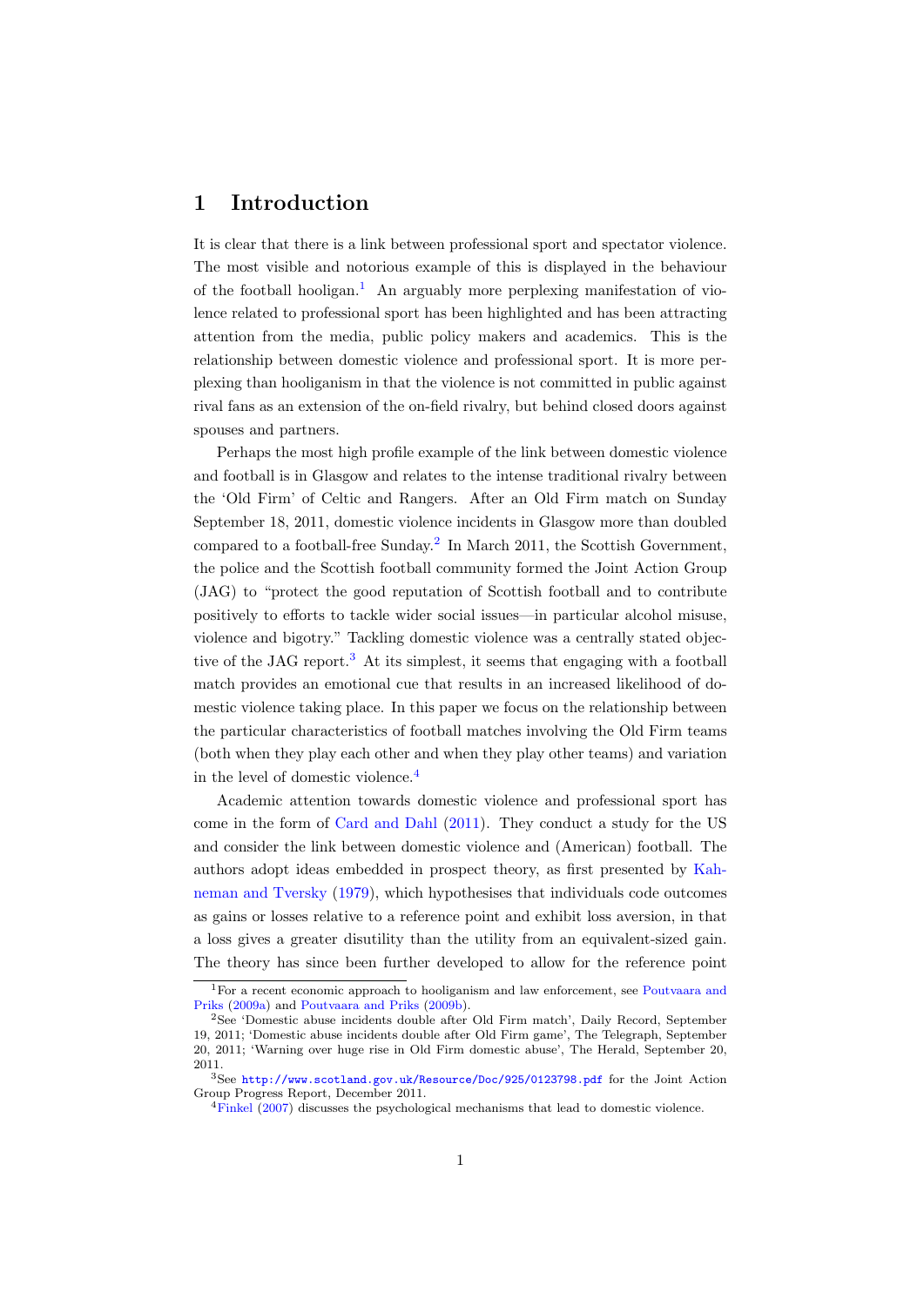# 1 Introduction

It is clear that there is a link between professional sport and spectator violence. The most visible and notorious example of this is displayed in the behaviour of the football hooligan.[1] An arguably more perplexing manifestation of violence related to professional sport has been highlighted and has been attracting attention from the media, public policy makers and academics. This is the relationship between domestic violence and professional sport. It is more perplexing than hooliganism in that the violence is not committed in public against rival fans as an extension of the on-field rivalry, but behind closed doors against spouses and partners.

Perhaps the most high profile example of the link between domestic violence and football is in Glasgow and relates to the intense traditional rivalry between the 'Old Firm' of Celtic and Rangers. After an Old Firm match on Sunday September 18, 2011, domestic violence incidents in Glasgow more than doubled compared to a football-free Sunday.[2] In March 2011, the Scottish Government, the police and the Scottish football community formed the Joint Action Group (JAG) to "protect the good reputation of Scottish football and to contribute positively to efforts to tackle wider social issues—in particular alcohol misuse, violence and bigotry." Tackling domestic violence was a centrally stated objective of the JAG report.[3] At its simplest, it seems that engaging with a football match provides an emotional cue that results in an increased likelihood of domestic violence taking place. In this paper we focus on the relationship between the particular characteristics of football matches involving the Old Firm teams (both when they play each other and when they play other teams) and variation in the level of domestic violence.[4]

Academic attention towards domestic violence and professional sport has come in the form of Card and Dahl (2011). They conduct a study for the US and consider the link between domestic violence and (American) football. The authors adopt ideas embedded in prospect theory, as first presented by Kahneman and Tversky (1979), which hypothesises that individuals code outcomes as gains or losses relative to a reference point and exhibit loss aversion, in that a loss gives a greater disutility than the utility from an equivalent-sized gain. The theory has since been further developed to allow for the reference point

---

[1] For a recent economic approach to hooliganism and law enforcement, see Poutvaara and Priks (2009a) and Poutvaara and Priks (2009b).

[2] See 'Domestic abuse incidents double after Old Firm match', Daily Record, September 19, 2011; 'Domestic abuse incidents double after Old Firm game', The Telegraph, September 20, 2011; 'Warning over huge rise in Old Firm domestic abuse', The Herald, September 20, 2011.

[3] See http://www.scotland.gov.uk/Resource/Doc/925/0123798.pdf for the Joint Action Group Progress Report, December 2011.

[4] Finkel (2007) discusses the psychological mechanisms that lead to domestic violence.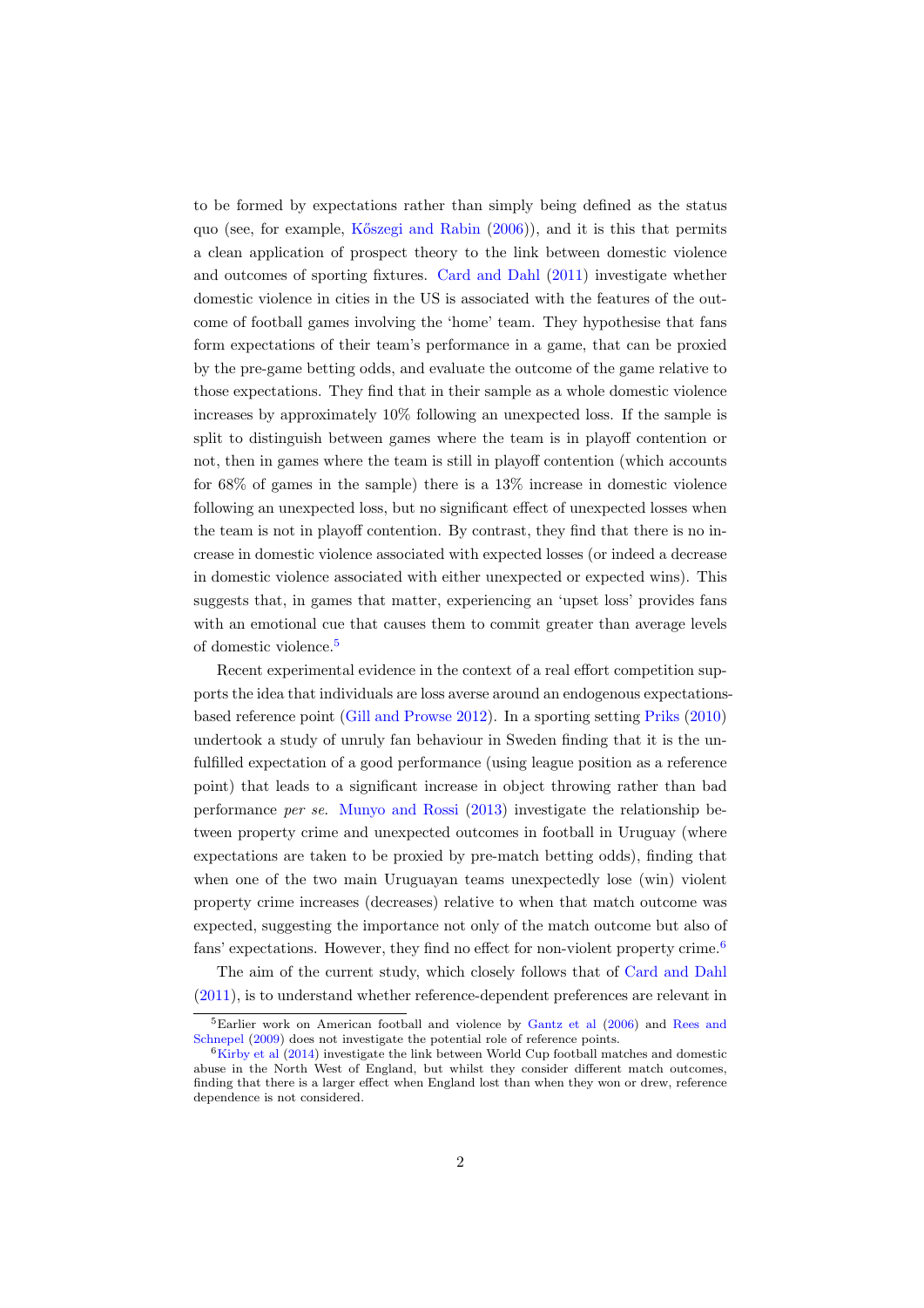to be formed by expectations rather than simply being defined as the status quo (see, for example, Kőszegi and Rabin (2006)), and it is this that permits a clean application of prospect theory to the link between domestic violence and outcomes of sporting fixtures. Card and Dahl (2011) investigate whether domestic violence in cities in the US is associated with the features of the outcome of football games involving the 'home' team. They hypothesise that fans form expectations of their team's performance in a game, that can be proxied by the pre-game betting odds, and evaluate the outcome of the game relative to those expectations. They find that in their sample as a whole domestic violence increases by approximately 10% following an unexpected loss. If the sample is split to distinguish between games where the team is in playoff contention or not, then in games where the team is still in playoff contention (which accounts for 68% of games in the sample) there is a 13% increase in domestic violence following an unexpected loss, but no significant effect of unexpected losses when the team is not in playoff contention. By contrast, they find that there is no increase in domestic violence associated with expected losses (or indeed a decrease in domestic violence associated with either unexpected or expected wins). This suggests that, in games that matter, experiencing an 'upset loss' provides fans with an emotional cue that causes them to commit greater than average levels of domestic violence.[5]

Recent experimental evidence in the context of a real effort competition supports the idea that individuals are loss averse around an endogenous expectations-based reference point (Gill and Prowse 2012). In a sporting setting Priks (2010) undertook a study of unruly fan behaviour in Sweden finding that it is the unfulfilled expectation of a good performance (using league position as a reference point) that leads to a significant increase in object throwing rather than bad performance *per se*. Munyo and Rossi (2013) investigate the relationship between property crime and unexpected outcomes in football in Uruguay (where expectations are taken to be proxied by pre-match betting odds), finding that when one of the two main Uruguayan teams unexpectedly lose (win) violent property crime increases (decreases) relative to when that match outcome was expected, suggesting the importance not only of the match outcome but also of fans' expectations. However, they find no effect for non-violent property crime.[6]

The aim of the current study, which closely follows that of Card and Dahl (2011), is to understand whether reference-dependent preferences are relevant in

---

[5] Earlier work on American football and violence by Gantz et al (2006) and Rees and Schnepel (2009) does not investigate the potential role of reference points.

[6] Kirby et al (2014) investigate the link between World Cup football matches and domestic abuse in the North West of England, but whilst they consider different match outcomes, finding that there is a larger effect when England lost than when they won or drew, reference dependence is not considered.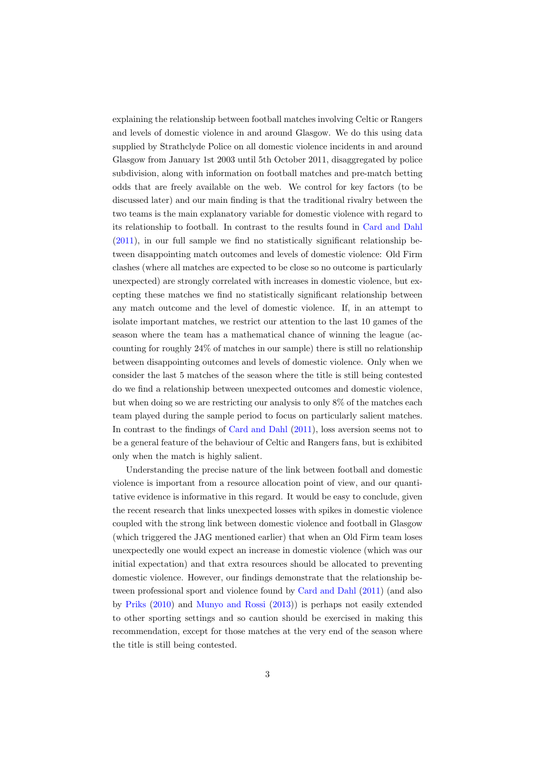explaining the relationship between football matches involving Celtic or Rangers and levels of domestic violence in and around Glasgow. We do this using data supplied by Strathclyde Police on all domestic violence incidents in and around Glasgow from January 1st 2003 until 5th October 2011, disaggregated by police subdivision, along with information on football matches and pre-match betting odds that are freely available on the web. We control for key factors (to be discussed later) and our main finding is that the traditional rivalry between the two teams is the main explanatory variable for domestic violence with regard to its relationship to football. In contrast to the results found in Card and Dahl (2011), in our full sample we find no statistically significant relationship between disappointing match outcomes and levels of domestic violence: Old Firm clashes (where all matches are expected to be close so no outcome is particularly unexpected) are strongly correlated with increases in domestic violence, but excepting these matches we find no statistically significant relationship between any match outcome and the level of domestic violence. If, in an attempt to isolate important matches, we restrict our attention to the last 10 games of the season where the team has a mathematical chance of winning the league (accounting for roughly 24% of matches in our sample) there is still no relationship between disappointing outcomes and levels of domestic violence. Only when we consider the last 5 matches of the season where the title is still being contested do we find a relationship between unexpected outcomes and domestic violence, but when doing so we are restricting our analysis to only 8% of the matches each team played during the sample period to focus on particularly salient matches. In contrast to the findings of Card and Dahl (2011), loss aversion seems not to be a general feature of the behaviour of Celtic and Rangers fans, but is exhibited only when the match is highly salient.

Understanding the precise nature of the link between football and domestic violence is important from a resource allocation point of view, and our quantitative evidence is informative in this regard. It would be easy to conclude, given the recent research that links unexpected losses with spikes in domestic violence coupled with the strong link between domestic violence and football in Glasgow (which triggered the JAG mentioned earlier) that when an Old Firm team loses unexpectedly one would expect an increase in domestic violence (which was our initial expectation) and that extra resources should be allocated to preventing domestic violence. However, our findings demonstrate that the relationship between professional sport and violence found by Card and Dahl (2011) (and also by Priks (2010) and Munyo and Rossi (2013)) is perhaps not easily extended to other sporting settings and so caution should be exercised in making this recommendation, except for those matches at the very end of the season where the title is still being contested.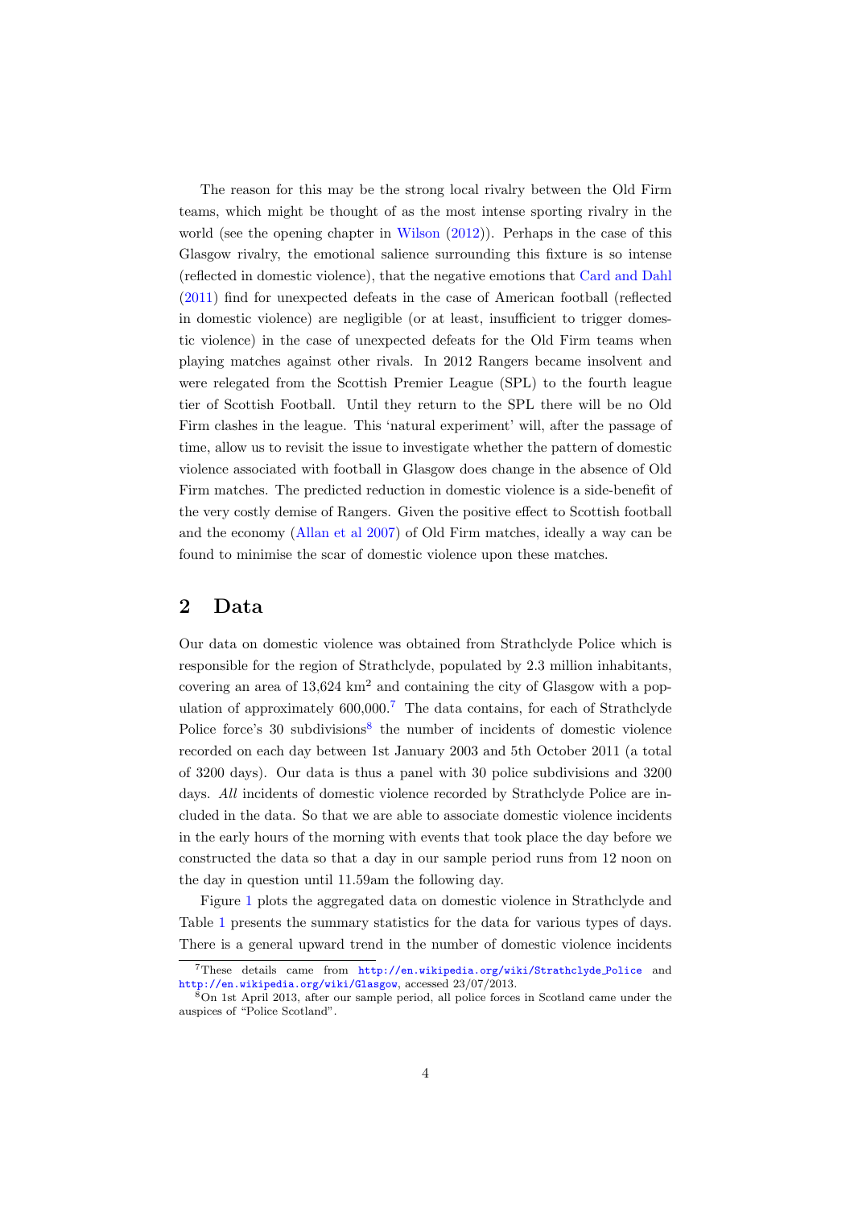The reason for this may be the strong local rivalry between the Old Firm teams, which might be thought of as the most intense sporting rivalry in the world (see the opening chapter in Wilson (2012)). Perhaps in the case of this Glasgow rivalry, the emotional salience surrounding this fixture is so intense (reflected in domestic violence), that the negative emotions that Card and Dahl (2011) find for unexpected defeats in the case of American football (reflected in domestic violence) are negligible (or at least, insufficient to trigger domestic violence) in the case of unexpected defeats for the Old Firm teams when playing matches against other rivals. In 2012 Rangers became insolvent and were relegated from the Scottish Premier League (SPL) to the fourth league tier of Scottish Football. Until they return to the SPL there will be no Old Firm clashes in the league. This 'natural experiment' will, after the passage of time, allow us to revisit the issue to investigate whether the pattern of domestic violence associated with football in Glasgow does change in the absence of Old Firm matches. The predicted reduction in domestic violence is a side-benefit of the very costly demise of Rangers. Given the positive effect to Scottish football and the economy (Allan et al 2007) of Old Firm matches, ideally a way can be found to minimise the scar of domestic violence upon these matches.

## 2 Data

Our data on domestic violence was obtained from Strathclyde Police which is responsible for the region of Strathclyde, populated by 2.3 million inhabitants, covering an area of 13,624 km$^2$ and containing the city of Glasgow with a population of approximately 600,000.[7] The data contains, for each of Strathclyde Police force's 30 subdivisions[8] the number of incidents of domestic violence recorded on each day between 1st January 2003 and 5th October 2011 (a total of 3200 days). Our data is thus a panel with 30 police subdivisions and 3200 days. *All* incidents of domestic violence recorded by Strathclyde Police are included in the data. So that we are able to associate domestic violence incidents in the early hours of the morning with events that took place the day before we constructed the data so that a day in our sample period runs from 12 noon on the day in question until 11.59am the following day.

Figure 1 plots the aggregated data on domestic violence in Strathclyde and Table 1 presents the summary statistics for the data for various types of days. There is a general upward trend in the number of domestic violence incidents

---

[7] These details came from http://en.wikipedia.org/wiki/Strathclyde_Police and http://en.wikipedia.org/wiki/Glasgow, accessed 23/07/2013.

[8] On 1st April 2013, after our sample period, all police forces in Scotland came under the auspices of "Police Scotland".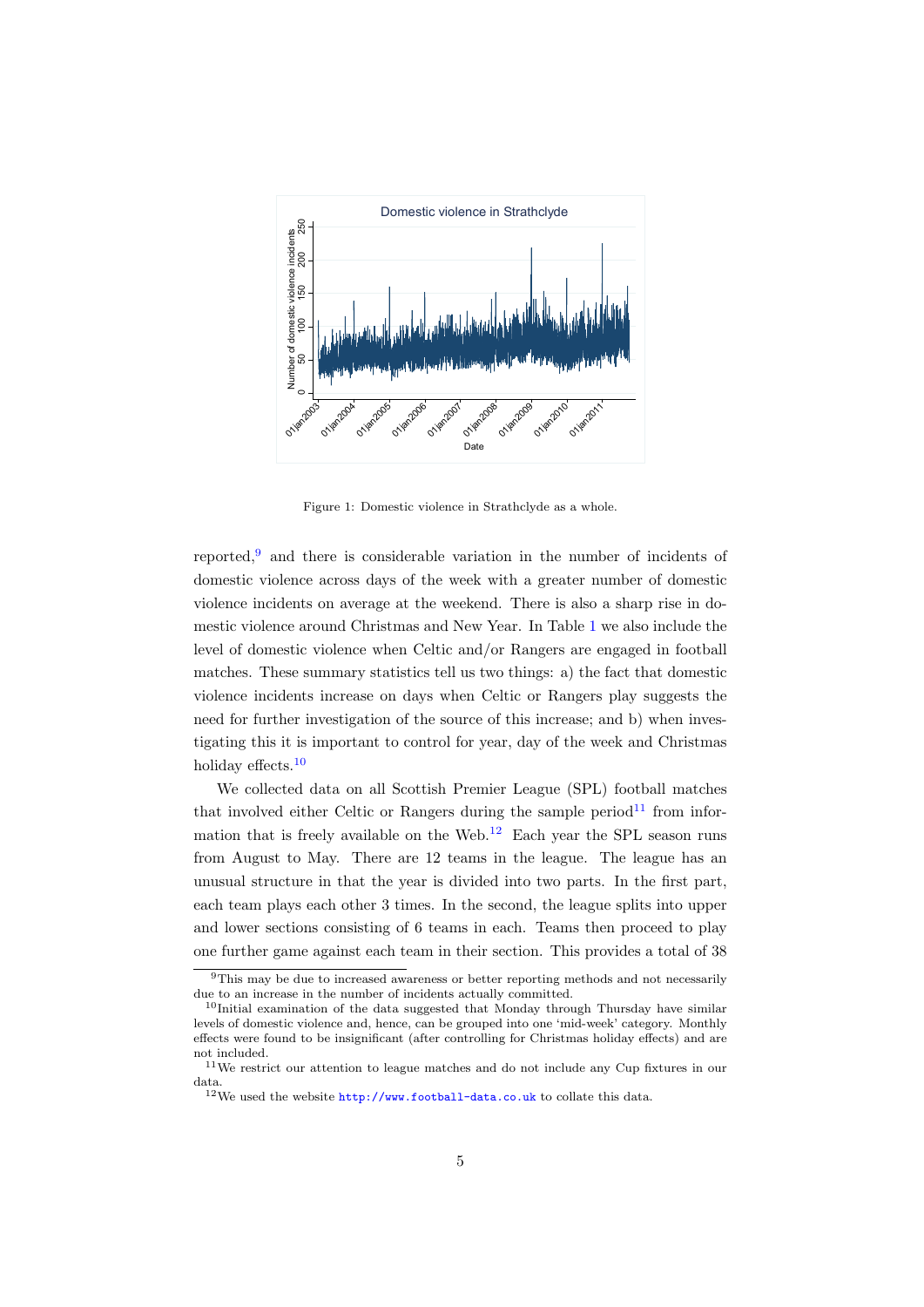Figure 1: Domestic violence in Strathclyde as a whole.

reported,[9] and there is considerable variation in the number of incidents of domestic violence across days of the week with a greater number of domestic violence incidents on average at the weekend. There is also a sharp rise in domestic violence around Christmas and New Year. In Table 1 we also include the level of domestic violence when Celtic and/or Rangers are engaged in football matches. These summary statistics tell us two things: a) the fact that domestic violence incidents increase on days when Celtic or Rangers play suggests the need for further investigation of the source of this increase; and b) when investigating this it is important to control for year, day of the week and Christmas holiday effects.[10]

We collected data on all Scottish Premier League (SPL) football matches that involved either Celtic or Rangers during the sample period[11] from information that is freely available on the Web.[12] Each year the SPL season runs from August to May. There are 12 teams in the league. The league has an unusual structure in that the year is divided into two parts. In the first part, each team plays each other 3 times. In the second, the league splits into upper and lower sections consisting of 6 teams in each. Teams then proceed to play one further game against each team in their section. This provides a total of 38

[9] This may be due to increased awareness or better reporting methods and not necessarily due to an increase in the number of incidents actually committed.

[10] Initial examination of the data suggested that Monday through Thursday have similar levels of domestic violence and, hence, can be grouped into one 'mid-week' category. Monthly effects were found to be insignificant (after controlling for Christmas holiday effects) and are not included.

[11] We restrict our attention to league matches and do not include any Cup fixtures in our data.

[12] We used the website http://www.football-data.co.uk to collate this data.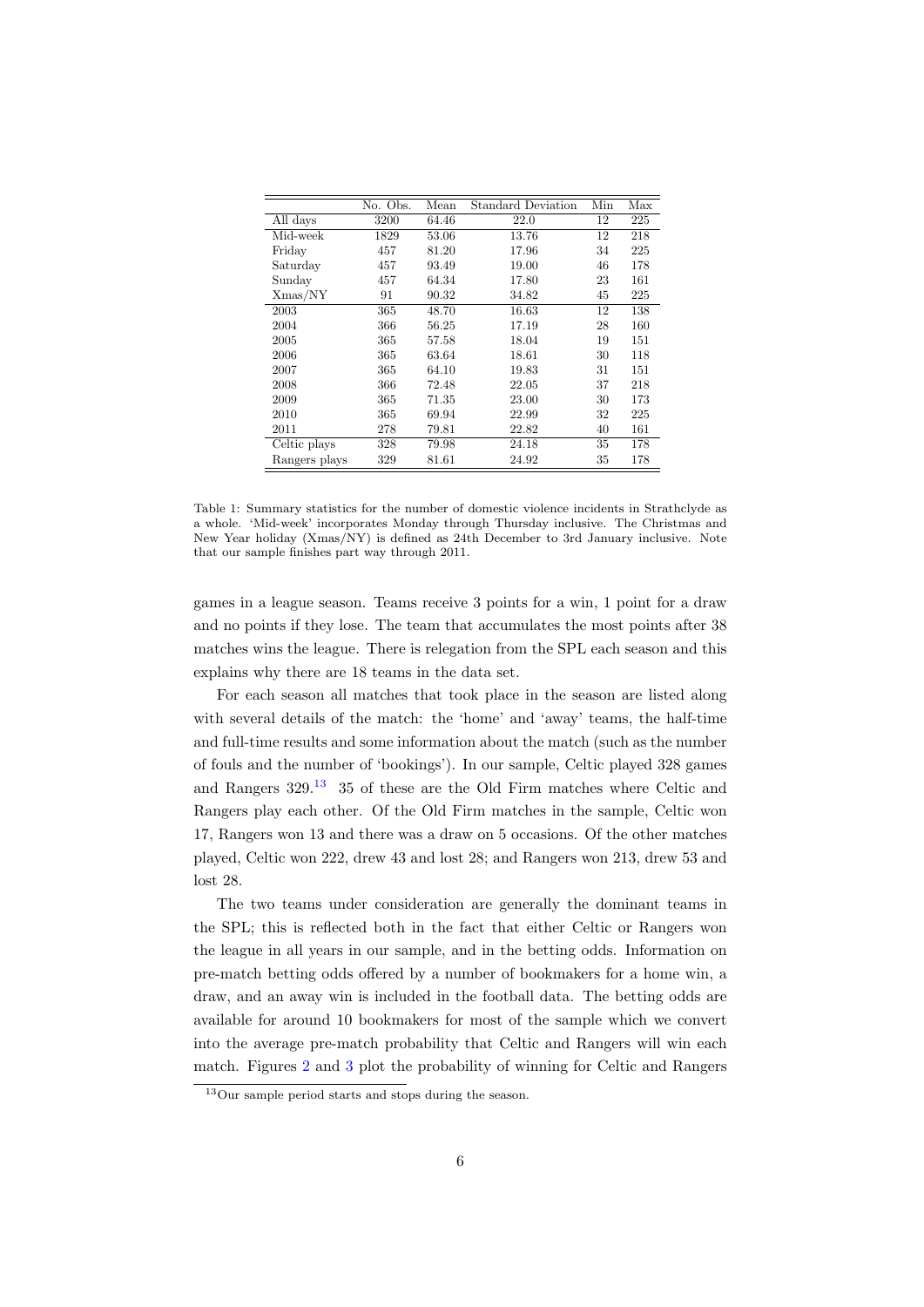|  | No. Obs. | Mean | Standard Deviation | Min | Max |
|---|---|---|---|---|---|
| All days | 3200 | 64.46 | 22.0 | 12 | 225 |
| Mid-week | 1829 | 53.06 | 13.76 | 12 | 218 |
| Friday | 457 | 81.20 | 17.96 | 34 | 225 |
| Saturday | 457 | 93.49 | 19.00 | 46 | 178 |
| Sunday | 457 | 64.34 | 17.80 | 23 | 161 |
| Xmas/NY | 91 | 90.32 | 34.82 | 45 | 225 |
| 2003 | 365 | 48.70 | 16.63 | 12 | 138 |
| 2004 | 366 | 56.25 | 17.19 | 28 | 160 |
| 2005 | 365 | 57.58 | 18.04 | 19 | 151 |
| 2006 | 365 | 63.64 | 18.61 | 30 | 118 |
| 2007 | 365 | 64.10 | 19.83 | 31 | 151 |
| 2008 | 366 | 72.48 | 22.05 | 37 | 218 |
| 2009 | 365 | 71.35 | 23.00 | 30 | 173 |
| 2010 | 365 | 69.94 | 22.99 | 32 | 225 |
| 2011 | 278 | 79.81 | 22.82 | 40 | 161 |
| Celtic plays | 328 | 79.98 | 24.18 | 35 | 178 |
| Rangers plays | 329 | 81.61 | 24.92 | 35 | 178 |

Table 1: Summary statistics for the number of domestic violence incidents in Strathclyde as a whole. 'Mid-week' incorporates Monday through Thursday inclusive. The Christmas and New Year holiday (Xmas/NY) is defined as 24th December to 3rd January inclusive. Note that our sample finishes part way through 2011.

games in a league season. Teams receive 3 points for a win, 1 point for a draw and no points if they lose. The team that accumulates the most points after 38 matches wins the league. There is relegation from the SPL each season and this explains why there are 18 teams in the data set.

For each season all matches that took place in the season are listed along with several details of the match: the 'home' and 'away' teams, the half-time and full-time results and some information about the match (such as the number of fouls and the number of 'bookings'). In our sample, Celtic played 328 games and Rangers 329.[13] 35 of these are the Old Firm matches where Celtic and Rangers play each other. Of the Old Firm matches in the sample, Celtic won 17, Rangers won 13 and there was a draw on 5 occasions. Of the other matches played, Celtic won 222, drew 43 and lost 28; and Rangers won 213, drew 53 and lost 28.

The two teams under consideration are generally the dominant teams in the SPL; this is reflected both in the fact that either Celtic or Rangers won the league in all years in our sample, and in the betting odds. Information on pre-match betting odds offered by a number of bookmakers for a home win, a draw, and an away win is included in the football data. The betting odds are available for around 10 bookmakers for most of the sample which we convert into the average pre-match probability that Celtic and Rangers will win each match. Figures 2 and 3 plot the probability of winning for Celtic and Rangers

[13] Our sample period starts and stops during the season.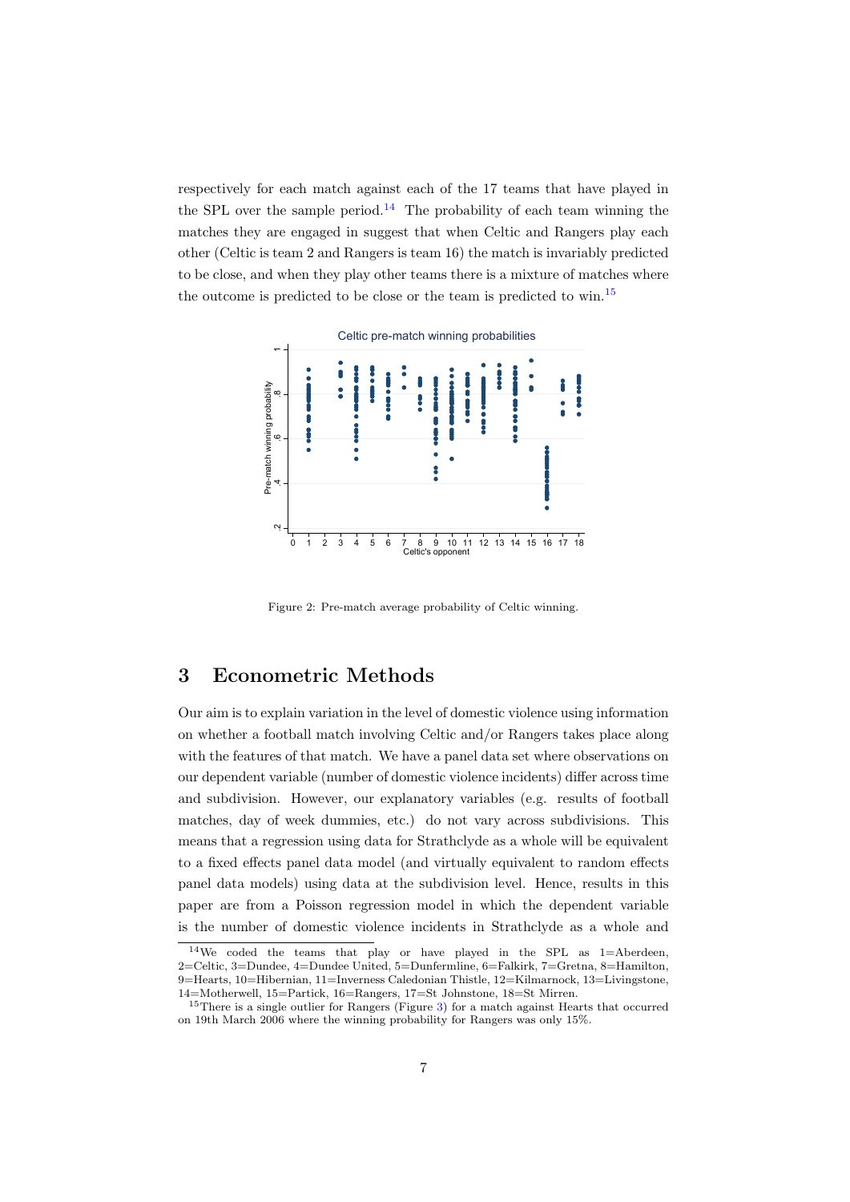respectively for each match against each of the 17 teams that have played in the SPL over the sample period.[14] The probability of each team winning the matches they are engaged in suggest that when Celtic and Rangers play each other (Celtic is team 2 and Rangers is team 16) the match is invariably predicted to be close, and when they play other teams there is a mixture of matches where the outcome is predicted to be close or the team is predicted to win.[15]

Figure 2: Pre-match average probability of Celtic winning.

## 3 Econometric Methods

Our aim is to explain variation in the level of domestic violence using information on whether a football match involving Celtic and/or Rangers takes place along with the features of that match. We have a panel data set where observations on our dependent variable (number of domestic violence incidents) differ across time and subdivision. However, our explanatory variables (e.g. results of football matches, day of week dummies, etc.) do not vary across subdivisions. This means that a regression using data for Strathclyde as a whole will be equivalent to a fixed effects panel data model (and virtually equivalent to random effects panel data models) using data at the subdivision level. Hence, results in this paper are from a Poisson regression model in which the dependent variable is the number of domestic violence incidents in Strathclyde as a whole and

[14] We coded the teams that play or have played in the SPL as 1=Aberdeen, 2=Celtic, 3=Dundee, 4=Dundee United, 5=Dunfermline, 6=Falkirk, 7=Gretna, 8=Hamilton, 9=Hearts, 10=Hibernian, 11=Inverness Caledonian Thistle, 12=Kilmarnock, 13=Livingstone, 14=Motherwell, 15=Partick, 16=Rangers, 17=St Johnstone, 18=St Mirren.

[15] There is a single outlier for Rangers (Figure 3) for a match against Hearts that occurred on 19th March 2006 where the winning probability for Rangers was only 15%.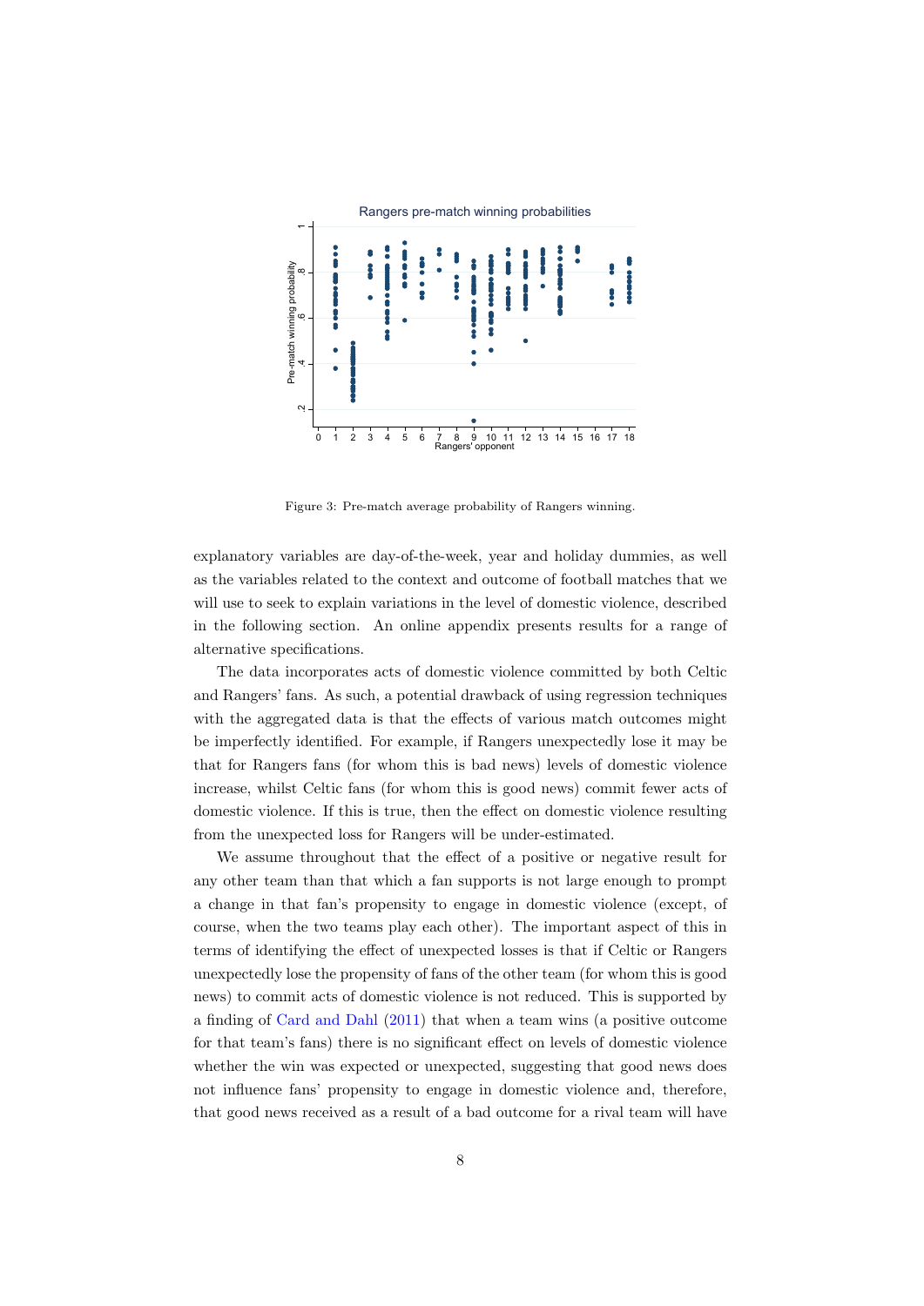Figure 3: Pre-match average probability of Rangers winning.

explanatory variables are day-of-the-week, year and holiday dummies, as well as the variables related to the context and outcome of football matches that we will use to seek to explain variations in the level of domestic violence, described in the following section. An online appendix presents results for a range of alternative specifications.

The data incorporates acts of domestic violence committed by both Celtic and Rangers' fans. As such, a potential drawback of using regression techniques with the aggregated data is that the effects of various match outcomes might be imperfectly identified. For example, if Rangers unexpectedly lose it may be that for Rangers fans (for whom this is bad news) levels of domestic violence increase, whilst Celtic fans (for whom this is good news) commit fewer acts of domestic violence. If this is true, then the effect on domestic violence resulting from the unexpected loss for Rangers will be under-estimated.

We assume throughout that the effect of a positive or negative result for any other team than that which a fan supports is not large enough to prompt a change in that fan's propensity to engage in domestic violence (except, of course, when the two teams play each other). The important aspect of this in terms of identifying the effect of unexpected losses is that if Celtic or Rangers unexpectedly lose the propensity of fans of the other team (for whom this is good news) to commit acts of domestic violence is not reduced. This is supported by a finding of Card and Dahl (2011) that when a team wins (a positive outcome for that team's fans) there is no significant effect on levels of domestic violence whether the win was expected or unexpected, suggesting that good news does not influence fans' propensity to engage in domestic violence and, therefore, that good news received as a result of a bad outcome for a rival team will have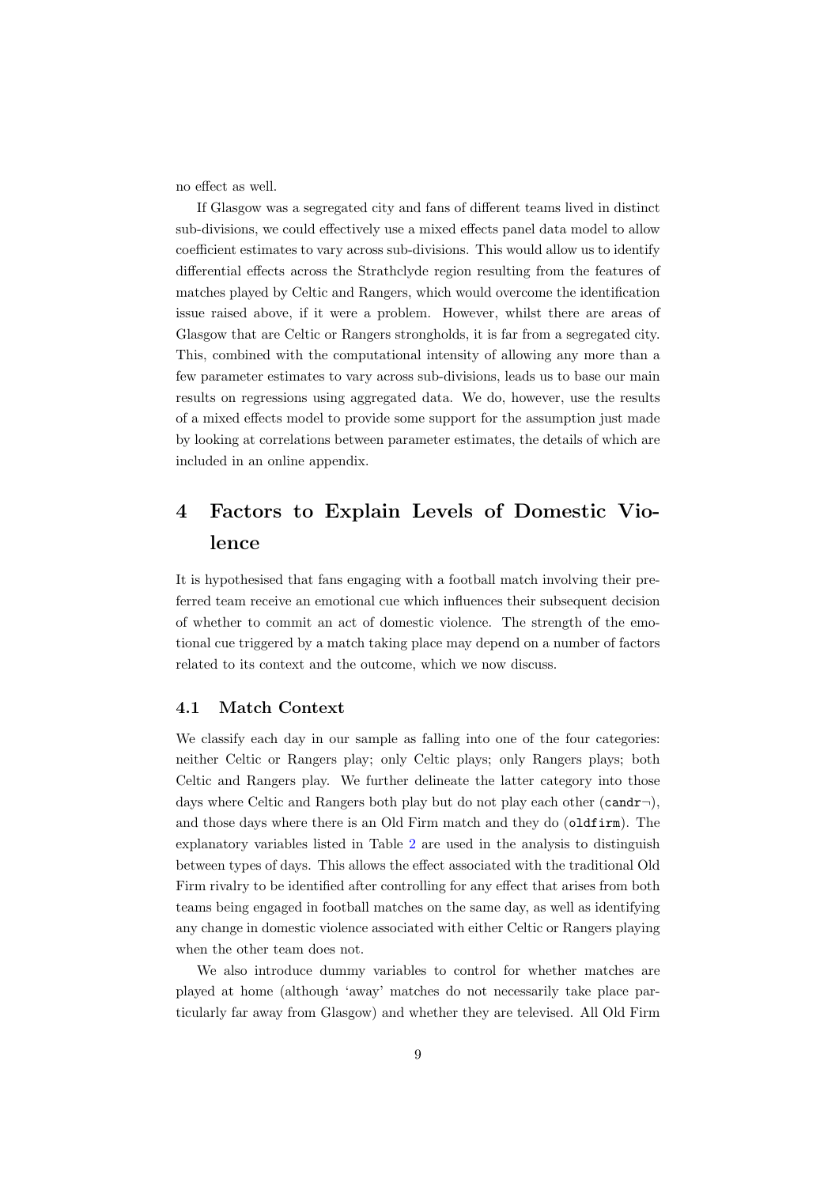no effect as well.

If Glasgow was a segregated city and fans of different teams lived in distinct sub-divisions, we could effectively use a mixed effects panel data model to allow coefficient estimates to vary across sub-divisions. This would allow us to identify differential effects across the Strathclyde region resulting from the features of matches played by Celtic and Rangers, which would overcome the identification issue raised above, if it were a problem. However, whilst there are areas of Glasgow that are Celtic or Rangers strongholds, it is far from a segregated city. This, combined with the computational intensity of allowing any more than a few parameter estimates to vary across sub-divisions, leads us to base our main results on regressions using aggregated data. We do, however, use the results of a mixed effects model to provide some support for the assumption just made by looking at correlations between parameter estimates, the details of which are included in an online appendix.

# 4 Factors to Explain Levels of Domestic Violence

It is hypothesised that fans engaging with a football match involving their preferred team receive an emotional cue which influences their subsequent decision of whether to commit an act of domestic violence. The strength of the emotional cue triggered by a match taking place may depend on a number of factors related to its context and the outcome, which we now discuss.

## 4.1 Match Context

We classify each day in our sample as falling into one of the four categories: neither Celtic or Rangers play; only Celtic plays; only Rangers plays; both Celtic and Rangers play. We further delineate the latter category into those days where Celtic and Rangers both play but do not play each other (`candr¬`), and those days where there is an Old Firm match and they do (`oldfirm`). The explanatory variables listed in Table 2 are used in the analysis to distinguish between types of days. This allows the effect associated with the traditional Old Firm rivalry to be identified after controlling for any effect that arises from both teams being engaged in football matches on the same day, as well as identifying any change in domestic violence associated with either Celtic or Rangers playing when the other team does not.

We also introduce dummy variables to control for whether matches are played at home (although 'away' matches do not necessarily take place particularly far away from Glasgow) and whether they are televised. All Old Firm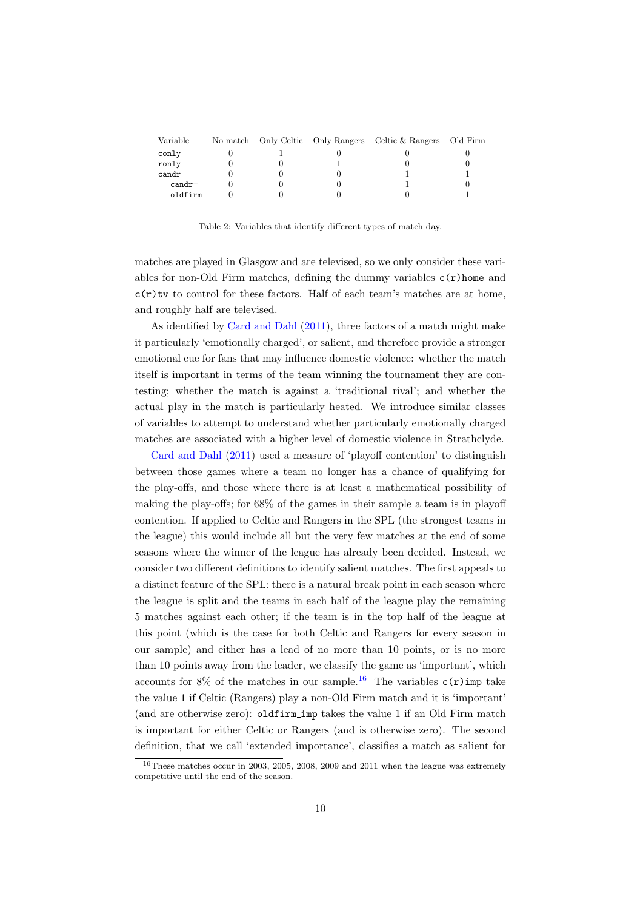| Variable | No match | Only Celtic | Only Rangers | Celtic & Rangers | Old Firm |
|---|---|---|---|---|---|
| conly | 0 | 1 | 0 | 0 | 0 |
| ronly | 0 | 0 | 1 | 0 | 0 |
| candr | 0 | 0 | 0 | 1 | 1 |
| candr¬ | 0 | 0 | 0 | 1 | 0 |
| oldfirm | 0 | 0 | 0 | 0 | 1 |

Table 2: Variables that identify different types of match day.

matches are played in Glasgow and are televised, so we only consider these variables for non-Old Firm matches, defining the dummy variables `c(r)home` and `c(r)tv` to control for these factors. Half of each team's matches are at home, and roughly half are televised.

As identified by Card and Dahl (2011), three factors of a match might make it particularly 'emotionally charged', or salient, and therefore provide a stronger emotional cue for fans that may influence domestic violence: whether the match itself is important in terms of the team winning the tournament they are contesting; whether the match is against a 'traditional rival'; and whether the actual play in the match is particularly heated. We introduce similar classes of variables to attempt to understand whether particularly emotionally charged matches are associated with a higher level of domestic violence in Strathclyde.

Card and Dahl (2011) used a measure of 'playoff contention' to distinguish between those games where a team no longer has a chance of qualifying for the play-offs, and those where there is at least a mathematical possibility of making the play-offs; for 68% of the games in their sample a team is in playoff contention. If applied to Celtic and Rangers in the SPL (the strongest teams in the league) this would include all but the very few matches at the end of some seasons where the winner of the league has already been decided. Instead, we consider two different definitions to identify salient matches. The first appeals to a distinct feature of the SPL: there is a natural break point in each season where the league is split and the teams in each half of the league play the remaining 5 matches against each other; if the team is in the top half of the league at this point (which is the case for both Celtic and Rangers for every season in our sample) and either has a lead of no more than 10 points, or is no more than 10 points away from the leader, we classify the game as 'important', which accounts for 8% of the matches in our sample.[16] The variables `c(r)imp` take the value 1 if Celtic (Rangers) play a non-Old Firm match and it is 'important' (and are otherwise zero): `oldfirm_imp` takes the value 1 if an Old Firm match is important for either Celtic or Rangers (and is otherwise zero). The second definition, that we call 'extended importance', classifies a match as salient for

[16] These matches occur in 2003, 2005, 2008, 2009 and 2011 when the league was extremely competitive until the end of the season.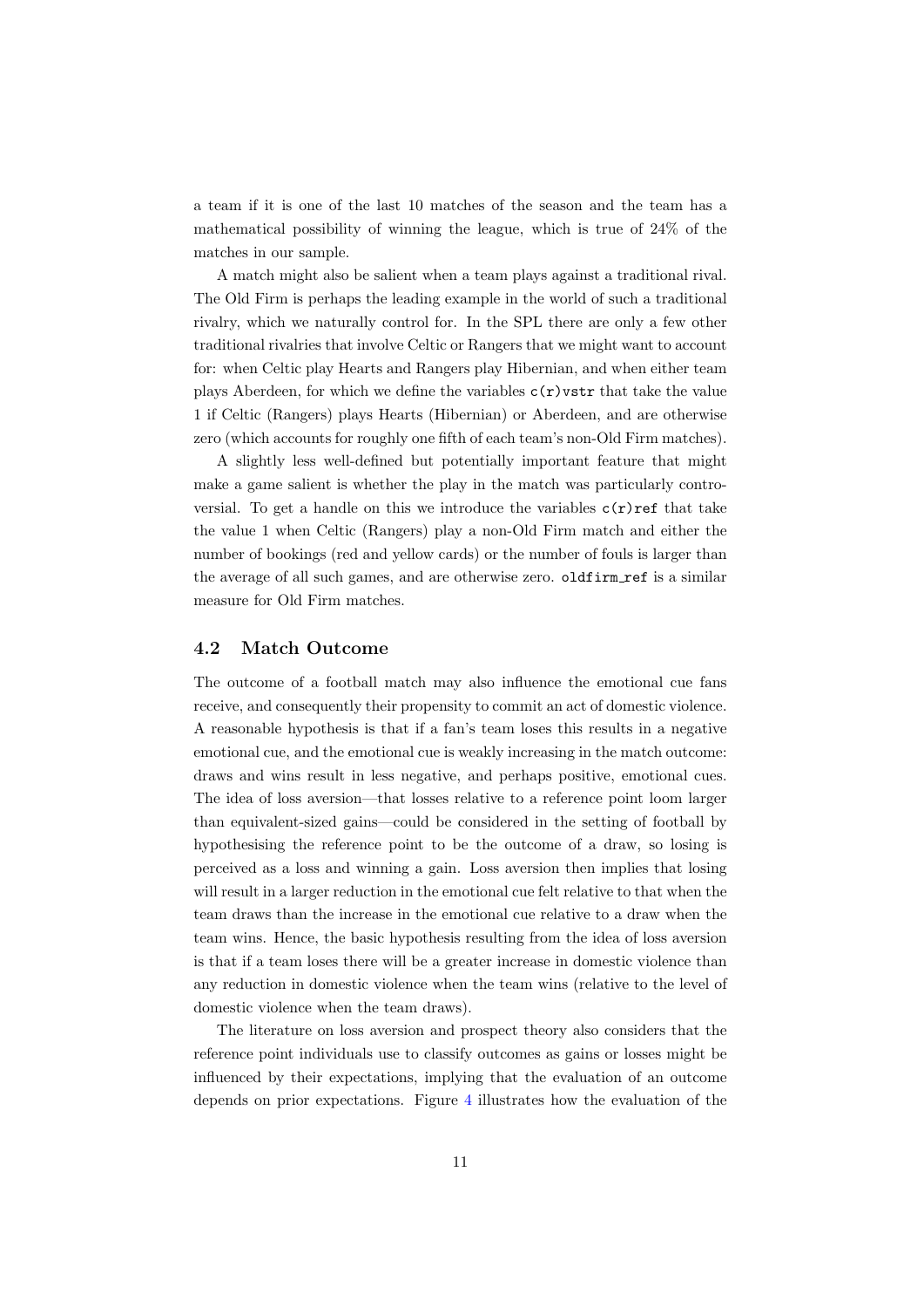a team if it is one of the last 10 matches of the season and the team has a mathematical possibility of winning the league, which is true of 24% of the matches in our sample.

A match might also be salient when a team plays against a traditional rival. The Old Firm is perhaps the leading example in the world of such a traditional rivalry, which we naturally control for. In the SPL there are only a few other traditional rivalries that involve Celtic or Rangers that we might want to account for: when Celtic play Hearts and Rangers play Hibernian, and when either team plays Aberdeen, for which we define the variables `c(r)vstr` that take the value 1 if Celtic (Rangers) plays Hearts (Hibernian) or Aberdeen, and are otherwise zero (which accounts for roughly one fifth of each team's non-Old Firm matches).

A slightly less well-defined but potentially important feature that might make a game salient is whether the play in the match was particularly controversial. To get a handle on this we introduce the variables `c(r)ref` that take the value 1 when Celtic (Rangers) play a non-Old Firm match and either the number of bookings (red and yellow cards) or the number of fouls is larger than the average of all such games, and are otherwise zero. `oldfirm_ref` is a similar measure for Old Firm matches.

## 4.2 Match Outcome

The outcome of a football match may also influence the emotional cue fans receive, and consequently their propensity to commit an act of domestic violence. A reasonable hypothesis is that if a fan's team loses this results in a negative emotional cue, and the emotional cue is weakly increasing in the match outcome: draws and wins result in less negative, and perhaps positive, emotional cues. The idea of loss aversion—that losses relative to a reference point loom larger than equivalent-sized gains—could be considered in the setting of football by hypothesising the reference point to be the outcome of a draw, so losing is perceived as a loss and winning a gain. Loss aversion then implies that losing will result in a larger reduction in the emotional cue felt relative to that when the team draws than the increase in the emotional cue relative to a draw when the team wins. Hence, the basic hypothesis resulting from the idea of loss aversion is that if a team loses there will be a greater increase in domestic violence than any reduction in domestic violence when the team wins (relative to the level of domestic violence when the team draws).

The literature on loss aversion and prospect theory also considers that the reference point individuals use to classify outcomes as gains or losses might be influenced by their expectations, implying that the evaluation of an outcome depends on prior expectations. Figure 4 illustrates how the evaluation of the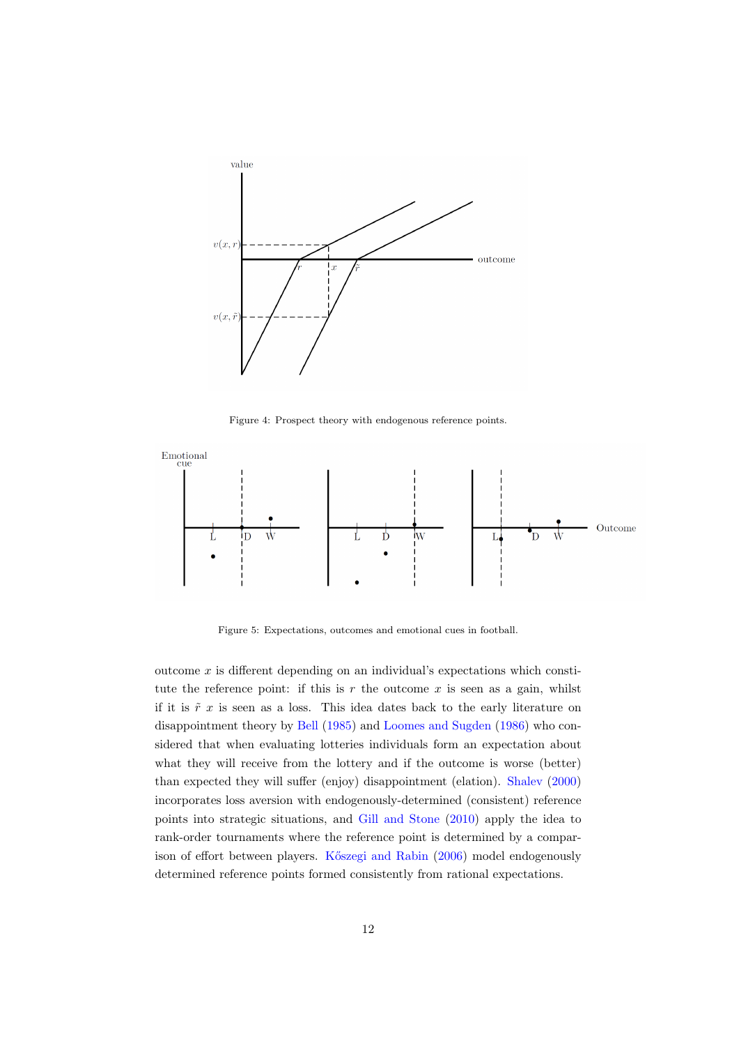Figure 4: Prospect theory with endogenous reference points.

Figure 5: Expectations, outcomes and emotional cues in football.

outcome $x$ is different depending on an individual's expectations which constitute the reference point: if this is $r$ the outcome $x$ is seen as a gain, whilst if it is $\tilde{r}$ $x$ is seen as a loss. This idea dates back to the early literature on disappointment theory by Bell (1985) and Loomes and Sugden (1986) who considered that when evaluating lotteries individuals form an expectation about what they will receive from the lottery and if the outcome is worse (better) than expected they will suffer (enjoy) disappointment (elation). Shalev (2000) incorporates loss aversion with endogenously-determined (consistent) reference points into strategic situations, and Gill and Stone (2010) apply the idea to rank-order tournaments where the reference point is determined by a comparison of effort between players. Kőszegi and Rabin (2006) model endogenously determined reference points formed consistently from rational expectations.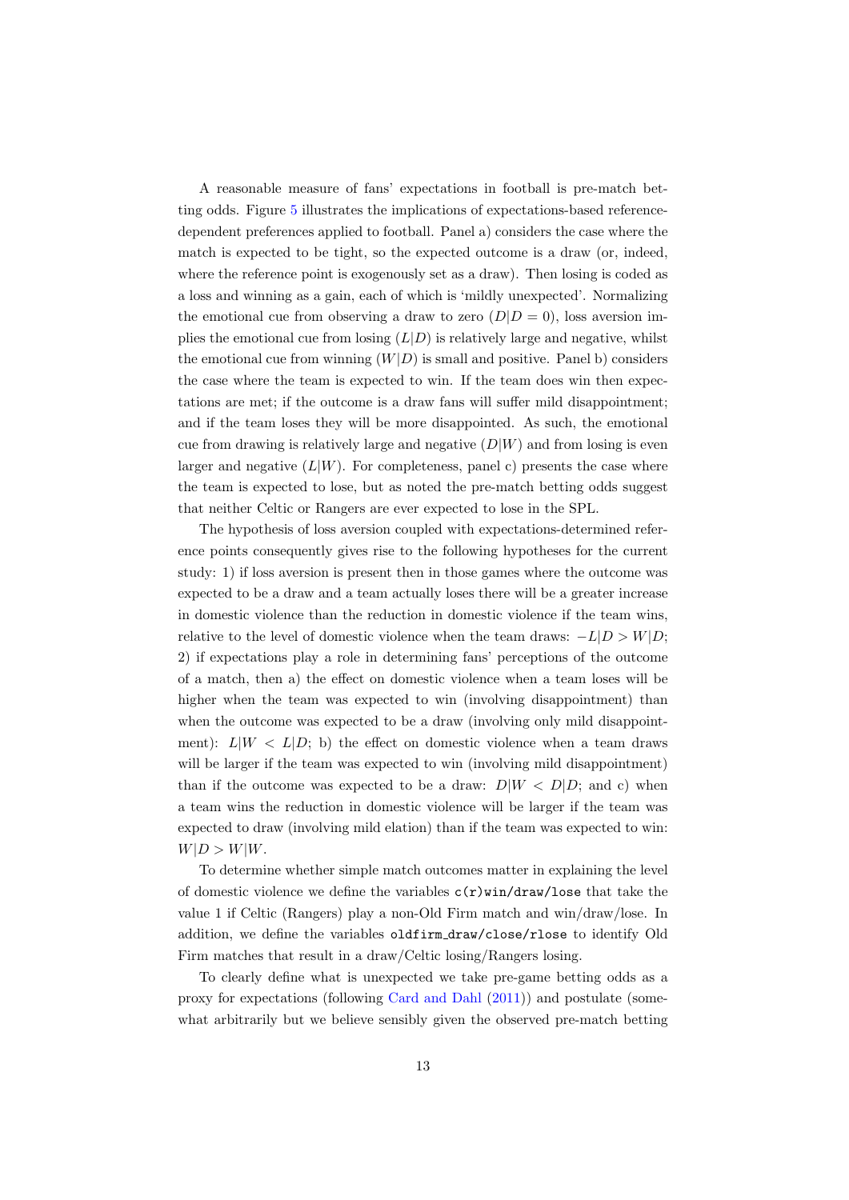A reasonable measure of fans' expectations in football is pre-match betting odds. Figure 5 illustrates the implications of expectations-based reference-dependent preferences applied to football. Panel a) considers the case where the match is expected to be tight, so the expected outcome is a draw (or, indeed, where the reference point is exogenously set as a draw). Then losing is coded as a loss and winning as a gain, each of which is 'mildly unexpected'. Normalizing the emotional cue from observing a draw to zero ($D|D = 0$), loss aversion implies the emotional cue from losing ($L|D$) is relatively large and negative, whilst the emotional cue from winning ($W|D$) is small and positive. Panel b) considers the case where the team is expected to win. If the team does win then expectations are met; if the outcome is a draw fans will suffer mild disappointment; and if the team loses they will be more disappointed. As such, the emotional cue from drawing is relatively large and negative ($D|W$) and from losing is even larger and negative ($L|W$). For completeness, panel c) presents the case where the team is expected to lose, but as noted the pre-match betting odds suggest that neither Celtic or Rangers are ever expected to lose in the SPL.

The hypothesis of loss aversion coupled with expectations-determined reference points consequently gives rise to the following hypotheses for the current study: 1) if loss aversion is present then in those games where the outcome was expected to be a draw and a team actually loses there will be a greater increase in domestic violence than the reduction in domestic violence if the team wins, relative to the level of domestic violence when the team draws: $-L|D > W|D$; 2) if expectations play a role in determining fans' perceptions of the outcome of a match, then a) the effect on domestic violence when a team loses will be higher when the team was expected to win (involving disappointment) than when the outcome was expected to be a draw (involving only mild disappointment): $L|W < L|D$; b) the effect on domestic violence when a team draws will be larger if the team was expected to win (involving mild disappointment) than if the outcome was expected to be a draw: $D|W < D|D$; and c) when a team wins the reduction in domestic violence will be larger if the team was expected to draw (involving mild elation) than if the team was expected to win: $W|D > W|W$.

To determine whether simple match outcomes matter in explaining the level of domestic violence we define the variables `c(r)win/draw/lose` that take the value 1 if Celtic (Rangers) play a non-Old Firm match and win/draw/lose. In addition, we define the variables `oldfirm_draw/close/rlose` to identify Old Firm matches that result in a draw/Celtic losing/Rangers losing.

To clearly define what is unexpected we take pre-game betting odds as a proxy for expectations (following Card and Dahl (2011)) and postulate (somewhat arbitrarily but we believe sensibly given the observed pre-match betting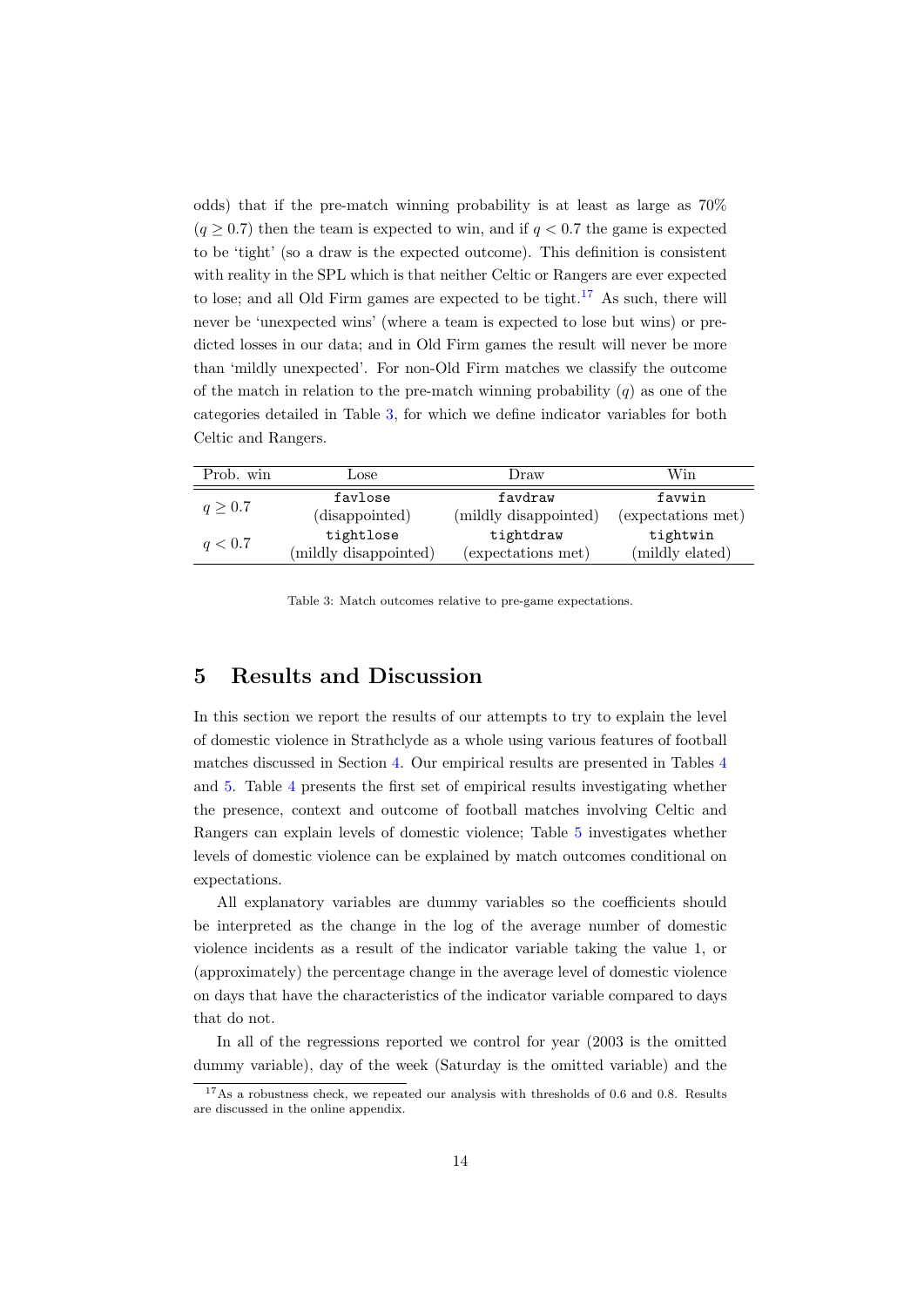odds) that if the pre-match winning probability is at least as large as 70% ($q \geq 0.7$) then the team is expected to win, and if $q < 0.7$ the game is expected to be 'tight' (so a draw is the expected outcome). This definition is consistent with reality in the SPL which is that neither Celtic or Rangers are ever expected to lose; and all Old Firm games are expected to be tight.[17] As such, there will never be 'unexpected wins' (where a team is expected to lose but wins) or predicted losses in our data; and in Old Firm games the result will never be more than 'mildly unexpected'. For non-Old Firm matches we classify the outcome of the match in relation to the pre-match winning probability ($q$) as one of the categories detailed in Table 3, for which we define indicator variables for both Celtic and Rangers.

| Prob. win | Lose | Draw | Win |
|---|---|---|---|
| $q \geq 0.7$ | `favlose` (disappointed) | `favdraw` (mildly disappointed) | `favwin` (expectations met) |
| $q < 0.7$ | `tightlose` (mildly disappointed) | `tightdraw` (expectations met) | `tightwin` (mildly elated) |

Table 3: Match outcomes relative to pre-game expectations.

## 5 Results and Discussion

In this section we report the results of our attempts to try to explain the level of domestic violence in Strathclyde as a whole using various features of football matches discussed in Section 4. Our empirical results are presented in Tables 4 and 5. Table 4 presents the first set of empirical results investigating whether the presence, context and outcome of football matches involving Celtic and Rangers can explain levels of domestic violence; Table 5 investigates whether levels of domestic violence can be explained by match outcomes conditional on expectations.

All explanatory variables are dummy variables so the coefficients should be interpreted as the change in the log of the average number of domestic violence incidents as a result of the indicator variable taking the value 1, or (approximately) the percentage change in the average level of domestic violence on days that have the characteristics of the indicator variable compared to days that do not.

In all of the regressions reported we control for year (2003 is the omitted dummy variable), day of the week (Saturday is the omitted variable) and the

[17] As a robustness check, we repeated our analysis with thresholds of 0.6 and 0.8. Results are discussed in the online appendix.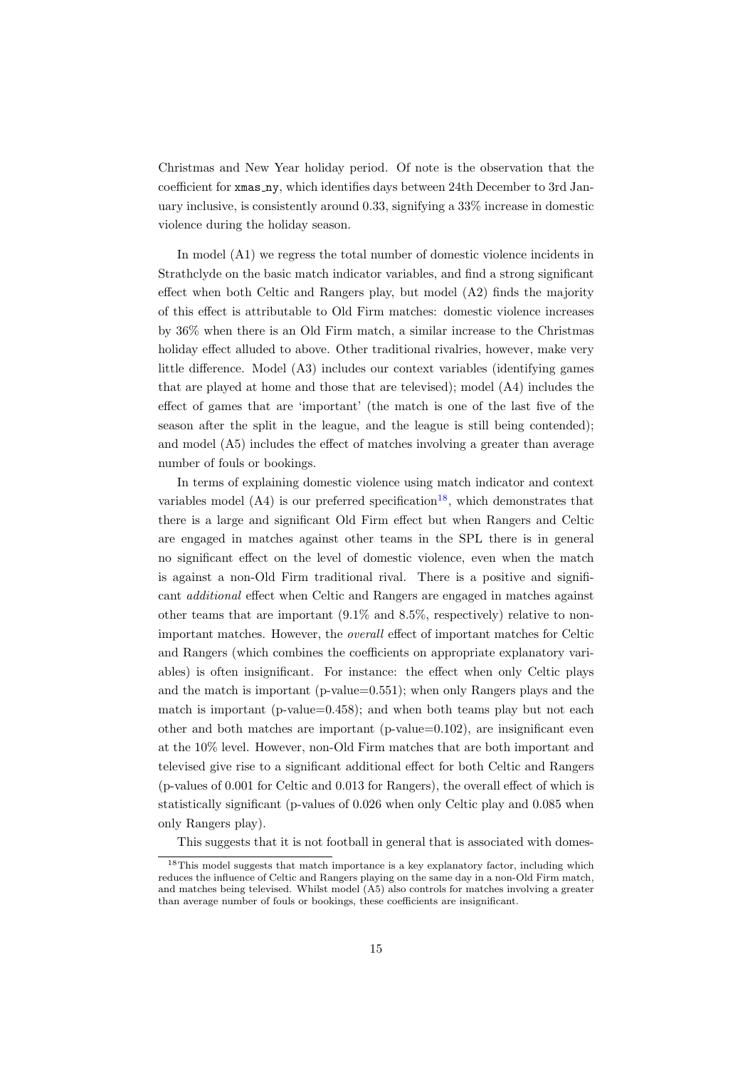Christmas and New Year holiday period. Of note is the observation that the coefficient for `xmas_ny`, which identifies days between 24th December to 3rd January inclusive, is consistently around 0.33, signifying a 33% increase in domestic violence during the holiday season.

In model (A1) we regress the total number of domestic violence incidents in Strathclyde on the basic match indicator variables, and find a strong significant effect when both Celtic and Rangers play, but model (A2) finds the majority of this effect is attributable to Old Firm matches: domestic violence increases by 36% when there is an Old Firm match, a similar increase to the Christmas holiday effect alluded to above. Other traditional rivalries, however, make very little difference. Model (A3) includes our context variables (identifying games that are played at home and those that are televised); model (A4) includes the effect of games that are 'important' (the match is one of the last five of the season after the split in the league, and the league is still being contended); and model (A5) includes the effect of matches involving a greater than average number of fouls or bookings.

In terms of explaining domestic violence using match indicator and context variables model (A4) is our preferred specification[18], which demonstrates that there is a large and significant Old Firm effect but when Rangers and Celtic are engaged in matches against other teams in the SPL there is in general no significant effect on the level of domestic violence, even when the match is against a non-Old Firm traditional rival. There is a positive and significant *additional* effect when Celtic and Rangers are engaged in matches against other teams that are important (9.1% and 8.5%, respectively) relative to non-important matches. However, the *overall* effect of important matches for Celtic and Rangers (which combines the coefficients on appropriate explanatory variables) is often insignificant. For instance: the effect when only Celtic plays and the match is important (p-value=0.551); when only Rangers plays and the match is important (p-value=0.458); and when both teams play but not each other and both matches are important (p-value=0.102), are insignificant even at the 10% level. However, non-Old Firm matches that are both important and televised give rise to a significant additional effect for both Celtic and Rangers (p-values of 0.001 for Celtic and 0.013 for Rangers), the overall effect of which is statistically significant (p-values of 0.026 when only Celtic play and 0.085 when only Rangers play).

This suggests that it is not football in general that is associated with domes-

[18] This model suggests that match importance is a key explanatory factor, including which reduces the influence of Celtic and Rangers playing on the same day in a non-Old Firm match, and matches being televised. Whilst model (A5) also controls for matches involving a greater than average number of fouls or bookings, these coefficients are insignificant.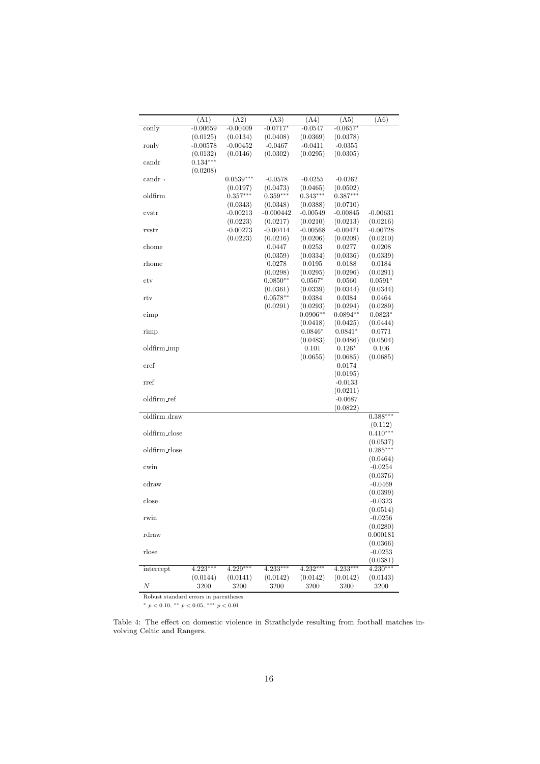| | (A1) | (A2) | (A3) | (A4) | (A5) | (A6) |
|---|---|---|---|---|---|---|
| conly | -0.00659 | -0.00409 | -0.0717* | -0.0547 | -0.0657* | |
| | (0.0125) | (0.0134) | (0.0408) | (0.0369) | (0.0378) | |
| ronly | -0.00578 | -0.00452 | -0.0467 | -0.0411 | -0.0355 | |
| | (0.0132) | (0.0146) | (0.0302) | (0.0295) | (0.0305) | |
| candr | 0.134*** | | | | | |
| | (0.0208) | | | | | |
| candr¬ | | 0.0539*** | -0.0578 | -0.0255 | -0.0262 | |
| | | (0.0197) | (0.0473) | (0.0465) | (0.0502) | |
| oldfirm | | 0.357*** | 0.359*** | 0.343*** | 0.387*** | |
| | | (0.0343) | (0.0348) | (0.0388) | (0.0710) | |
| cvstr | | -0.00213 | -0.000442 | -0.00549 | -0.00845 | -0.00631 |
| | | (0.0223) | (0.0217) | (0.0210) | (0.0213) | (0.0216) |
| rvstr | | -0.00273 | -0.00414 | -0.00568 | -0.00471 | -0.00728 |
| | | (0.0223) | (0.0216) | (0.0206) | (0.0209) | (0.0210) |
| chome | | | 0.0447 | 0.0253 | 0.0277 | 0.0208 |
| | | | (0.0359) | (0.0334) | (0.0336) | (0.0339) |
| rhome | | | 0.0278 | 0.0195 | 0.0188 | 0.0184 |
| | | | (0.0298) | (0.0295) | (0.0296) | (0.0291) |
| ctv | | | 0.0850** | 0.0567* | 0.0560 | 0.0591* |
| | | | (0.0361) | (0.0339) | (0.0344) | (0.0344) |
| rtv | | | 0.0578** | 0.0384 | 0.0384 | 0.0464 |
| | | | (0.0291) | (0.0293) | (0.0294) | (0.0289) |
| cimp | | | | 0.0906** | 0.0894** | 0.0823* |
| | | | | (0.0418) | (0.0425) | (0.0444) |
| rimp | | | | 0.0846* | 0.0841* | 0.0771 |
| | | | | (0.0483) | (0.0486) | (0.0504) |
| oldfirm_imp | | | | 0.101 | 0.126* | 0.106 |
| | | | | (0.0655) | (0.0685) | (0.0685) |
| cref | | | | | 0.0174 | |
| | | | | | (0.0195) | |
| rref | | | | | -0.0133 | |
| | | | | | (0.0211) | |
| oldfirm_ref | | | | | -0.0687 | |
| | | | | | (0.0822) | |
| oldfirm_draw | | | | | | 0.388*** |
| | | | | | | (0.112) |
| oldfirm_close | | | | | | 0.410*** |
| | | | | | | (0.0537) |
| oldfirm_rlose | | | | | | 0.285*** |
| | | | | | | (0.0464) |
| cwin | | | | | | -0.0254 |
| | | | | | | (0.0376) |
| cdraw | | | | | | -0.0469 |
| | | | | | | (0.0399) |
| close | | | | | | -0.0323 |
| | | | | | | (0.0514) |
| rwin | | | | | | -0.0256 |
| | | | | | | (0.0280) |
| rdraw | | | | | | 0.000181 |
| | | | | | | (0.0366) |
| rlose | | | | | | -0.0253 |
| | | | | | | (0.0381) |
| intercept | 4.223*** | 4.229*** | 4.233*** | 4.232*** | 4.233*** | 4.230*** |
| | (0.0144) | (0.0141) | (0.0142) | (0.0142) | (0.0142) | (0.0143) |
| $N$ | 3200 | 3200 | 3200 | 3200 | 3200 | 3200 |

Robust standard errors in parentheses

$^{*}$ $p < 0.10$, $^{**}$ $p < 0.05$, $^{***}$ $p < 0.01$

Table 4: The effect on domestic violence in Strathclyde resulting from football matches involving Celtic and Rangers.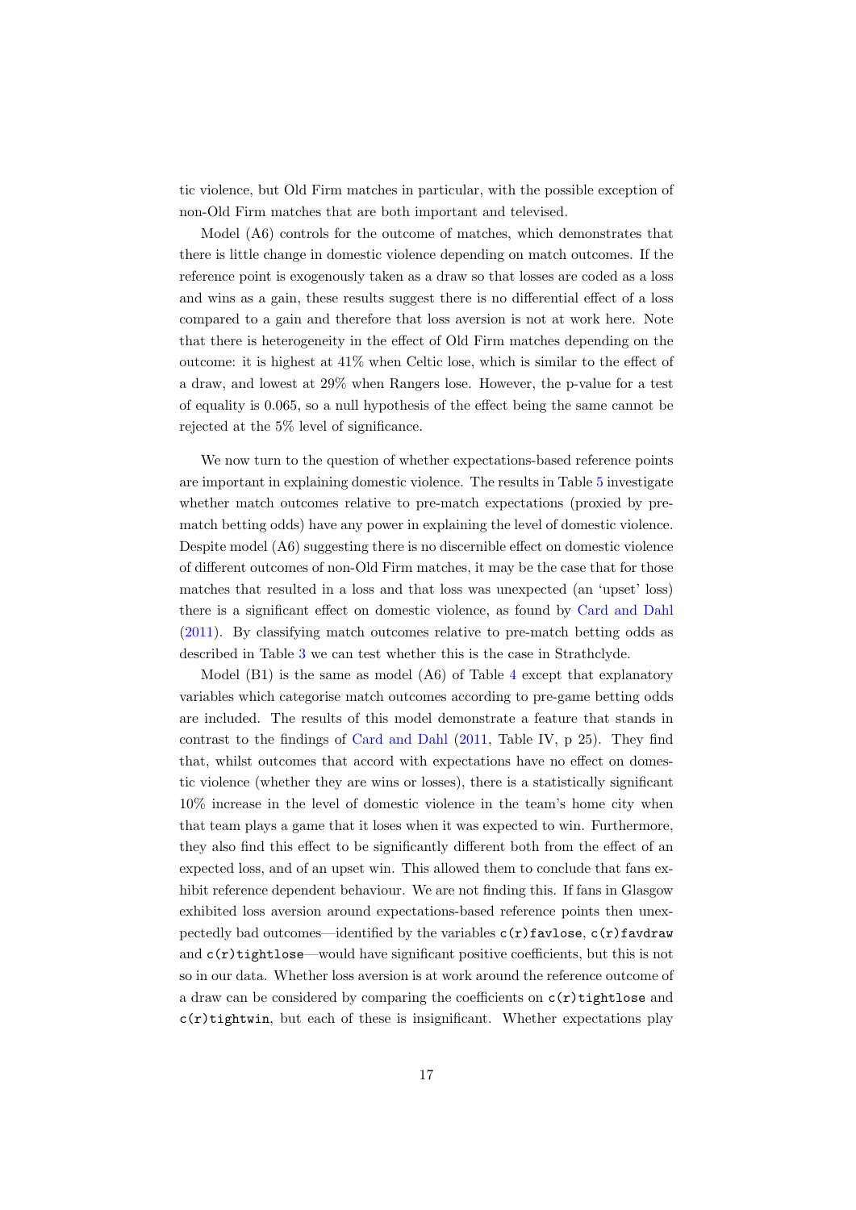tic violence, but Old Firm matches in particular, with the possible exception of non-Old Firm matches that are both important and televised.

Model (A6) controls for the outcome of matches, which demonstrates that there is little change in domestic violence depending on match outcomes. If the reference point is exogenously taken as a draw so that losses are coded as a loss and wins as a gain, these results suggest there is no differential effect of a loss compared to a gain and therefore that loss aversion is not at work here. Note that there is heterogeneity in the effect of Old Firm matches depending on the outcome: it is highest at 41% when Celtic lose, which is similar to the effect of a draw, and lowest at 29% when Rangers lose. However, the p-value for a test of equality is 0.065, so a null hypothesis of the effect being the same cannot be rejected at the 5% level of significance.

We now turn to the question of whether expectations-based reference points are important in explaining domestic violence. The results in Table 5 investigate whether match outcomes relative to pre-match expectations (proxied by pre-match betting odds) have any power in explaining the level of domestic violence. Despite model (A6) suggesting there is no discernible effect on domestic violence of different outcomes of non-Old Firm matches, it may be the case that for those matches that resulted in a loss and that loss was unexpected (an 'upset' loss) there is a significant effect on domestic violence, as found by Card and Dahl (2011). By classifying match outcomes relative to pre-match betting odds as described in Table 3 we can test whether this is the case in Strathclyde.

Model (B1) is the same as model (A6) of Table 4 except that explanatory variables which categorise match outcomes according to pre-game betting odds are included. The results of this model demonstrate a feature that stands in contrast to the findings of Card and Dahl (2011, Table IV, p 25). They find that, whilst outcomes that accord with expectations have no effect on domestic violence (whether they are wins or losses), there is a statistically significant 10% increase in the level of domestic violence in the team's home city when that team plays a game that it loses when it was expected to win. Furthermore, they also find this effect to be significantly different both from the effect of an expected loss, and of an upset win. This allowed them to conclude that fans exhibit reference dependent behaviour. We are not finding this. If fans in Glasgow exhibited loss aversion around expectations-based reference points then unexpectedly bad outcomes—identified by the variables `c(r)favlose`, `c(r)favdraw` and `c(r)tightlose`—would have significant positive coefficients, but this is not so in our data. Whether loss aversion is at work around the reference outcome of a draw can be considered by comparing the coefficients on `c(r)tightlose` and `c(r)tightwin`, but each of these is insignificant. Whether expectations play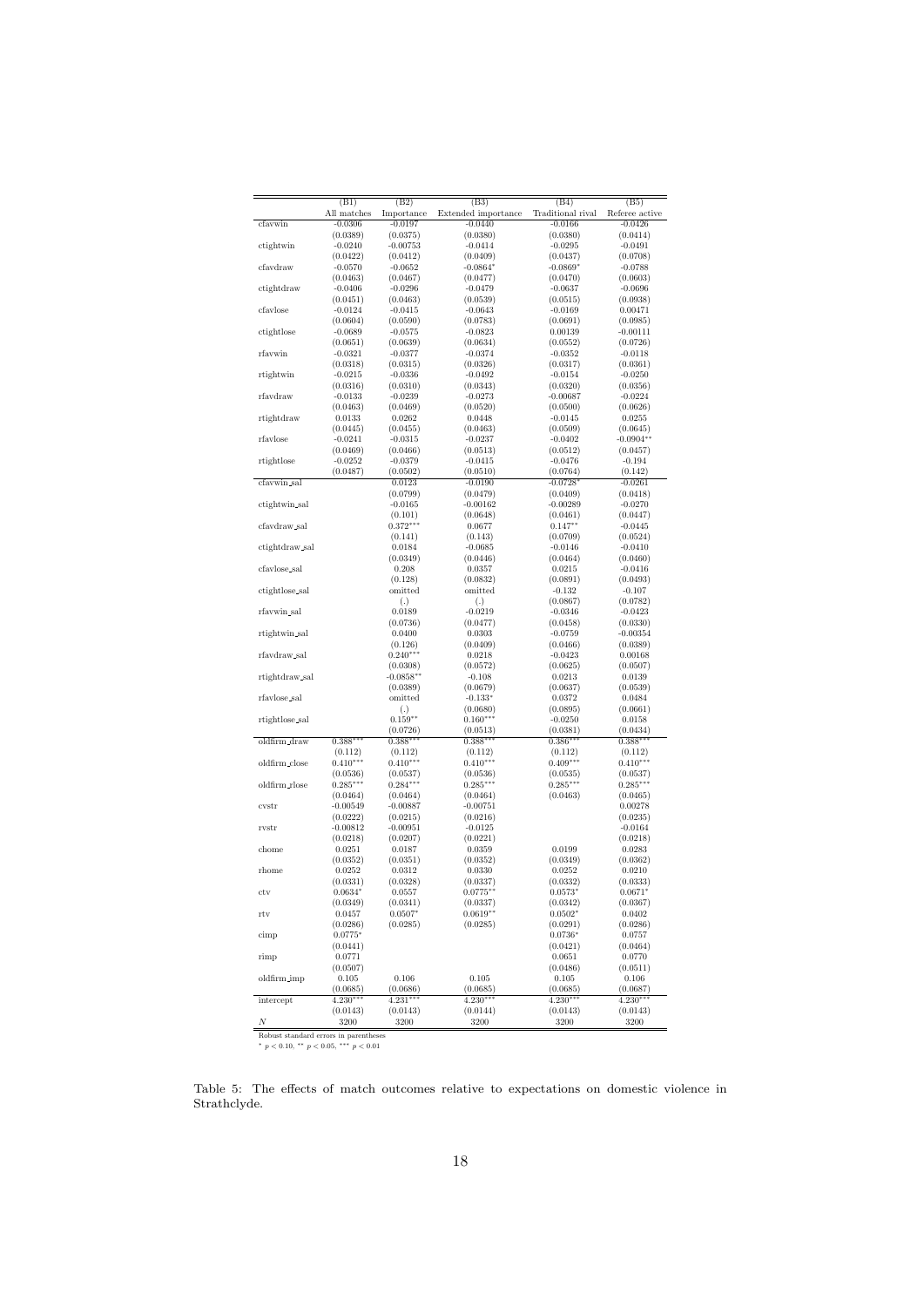|  | (B1) | (B2) | (B3) | (B4) | (B5) |
|---|---|---|---|---|---|
|  | All matches | Importance | Extended importance | Traditional rival | Referee active |
| cfavwin | -0.0306 | -0.0197 | -0.0440 | -0.0166 | -0.0426 |
|  | (0.0389) | (0.0375) | (0.0380) | (0.0380) | (0.0414) |
| ctightwin | -0.0240 | -0.00753 | -0.0414 | -0.0295 | -0.0491 |
|  | (0.0422) | (0.0412) | (0.0409) | (0.0437) | (0.0708) |
| cfavdraw | -0.0570 | -0.0652 | -0.0864* | -0.0869* | -0.0788 |
|  | (0.0463) | (0.0467) | (0.0477) | (0.0470) | (0.0603) |
| ctightdraw | -0.0406 | -0.0296 | -0.0479 | -0.0637 | -0.0696 |
|  | (0.0451) | (0.0463) | (0.0539) | (0.0515) | (0.0938) |
| cfavlose | -0.0124 | -0.0415 | -0.0643 | -0.0169 | 0.00471 |
|  | (0.0604) | (0.0590) | (0.0783) | (0.0691) | (0.0985) |
| ctightlose | -0.0689 | -0.0575 | -0.0823 | 0.00139 | -0.00111 |
|  | (0.0651) | (0.0639) | (0.0634) | (0.0552) | (0.0726) |
| rfavwin | -0.0321 | -0.0377 | -0.0374 | -0.0352 | -0.0118 |
|  | (0.0318) | (0.0315) | (0.0326) | (0.0317) | (0.0361) |
| rtightwin | -0.0215 | -0.0336 | -0.0492 | -0.0154 | -0.0250 |
|  | (0.0316) | (0.0310) | (0.0343) | (0.0320) | (0.0356) |
| rfavdraw | -0.0133 | -0.0239 | -0.0273 | -0.00687 | -0.0224 |
|  | (0.0463) | (0.0469) | (0.0520) | (0.0500) | (0.0626) |
| rtightdraw | 0.0133 | 0.0262 | 0.0448 | -0.0145 | 0.0255 |
|  | (0.0445) | (0.0455) | (0.0463) | (0.0509) | (0.0645) |
| rfavlose | -0.0241 | -0.0315 | -0.0237 | -0.0402 | -0.0904** |
|  | (0.0469) | (0.0466) | (0.0513) | (0.0512) | (0.0457) |
| rtightlose | -0.0252 | -0.0379 | -0.0415 | -0.0476 | -0.194 |
|  | (0.0487) | (0.0502) | (0.0510) | (0.0764) | (0.142) |
| cfavwin_sal |  | 0.0123 | -0.0190 | -0.0728* | -0.0261 |
|  |  | (0.0799) | (0.0479) | (0.0409) | (0.0418) |
| ctightwin_sal |  | -0.0165 | -0.00162 | -0.00289 | -0.0270 |
|  |  | (0.101) | (0.0648) | (0.0461) | (0.0447) |
| cfavdraw_sal |  | 0.372*** | 0.0677 | 0.147** | -0.0445 |
|  |  | (0.141) | (0.143) | (0.0709) | (0.0524) |
| ctightdraw_sal |  | 0.0184 | -0.0685 | -0.0146 | -0.0410 |
|  |  | (0.0349) | (0.0446) | (0.0464) | (0.0460) |
| cfavlose_sal |  | 0.208 | 0.0357 | 0.0215 | -0.0416 |
|  |  | (0.128) | (0.0832) | (0.0891) | (0.0493) |
| ctightlose_sal |  | omitted | omitted | -0.132 | -0.107 |
|  |  | (.) | (.) | (0.0867) | (0.0782) |
| rfavwin_sal |  | 0.0189 | -0.0219 | -0.0346 | -0.0423 |
|  |  | (0.0736) | (0.0477) | (0.0458) | (0.0330) |
| rtightwin_sal |  | 0.0400 | 0.0303 | -0.0759 | -0.00354 |
|  |  | (0.126) | (0.0409) | (0.0466) | (0.0389) |
| rfavdraw_sal |  | 0.240*** | 0.0218 | -0.0423 | 0.00168 |
|  |  | (0.0308) | (0.0572) | (0.0625) | (0.0507) |
| rtightdraw_sal |  | -0.0858** | -0.108 | 0.0213 | 0.0139 |
|  |  | (0.0389) | (0.0679) | (0.0637) | (0.0539) |
| rfavlose_sal |  | omitted | -0.133* | 0.0372 | 0.0484 |
|  |  | (.) | (0.0680) | (0.0895) | (0.0661) |
| rtightlose_sal |  | 0.159** | 0.160*** | -0.0250 | 0.0158 |
|  |  | (0.0726) | (0.0513) | (0.0381) | (0.0434) |
| oldfirm_draw | 0.388*** | 0.388*** | 0.388*** | 0.386*** | 0.388*** |
|  | (0.112) | (0.112) | (0.112) | (0.112) | (0.112) |
| oldfirm_close | 0.410*** | 0.410*** | 0.410*** | 0.409*** | 0.410*** |
|  | (0.0536) | (0.0537) | (0.0536) | (0.0535) | (0.0537) |
| oldfirm_rlose | 0.285*** | 0.284*** | 0.285*** | 0.285*** | 0.285*** |
|  | (0.0464) | (0.0464) | (0.0464) | (0.0463) | (0.0465) |
| cvstr | -0.00549 | -0.00887 | -0.00751 |  | 0.00278 |
|  | (0.0222) | (0.0215) | (0.0216) |  | (0.0235) |
| rvstr | -0.00812 | -0.00951 | -0.0125 |  | -0.0164 |
|  | (0.0218) | (0.0207) | (0.0221) |  | (0.0218) |
| chome | 0.0251 | 0.0187 | 0.0359 | 0.0199 | 0.0283 |
|  | (0.0352) | (0.0351) | (0.0352) | (0.0349) | (0.0362) |
| rhome | 0.0252 | 0.0312 | 0.0330 | 0.0252 | 0.0210 |
|  | (0.0331) | (0.0328) | (0.0337) | (0.0332) | (0.0333) |
| ctv | 0.0634* | 0.0557 | 0.0775** | 0.0573* | 0.0671* |
|  | (0.0349) | (0.0341) | (0.0337) | (0.0342) | (0.0367) |
| rtv | 0.0457 | 0.0507* | 0.0619** | 0.0502* | 0.0402 |
|  | (0.0286) | (0.0285) | (0.0285) | (0.0291) | (0.0286) |
| cimp | 0.0775* |  |  | 0.0736* | 0.0757 |
|  | (0.0441) |  |  | (0.0421) | (0.0464) |
| rimp | 0.0771 |  |  | 0.0651 | 0.0770 |
|  | (0.0507) |  |  | (0.0486) | (0.0511) |
| oldfirm_imp | 0.105 | 0.106 | 0.105 | 0.105 | 0.106 |
|  | (0.0685) | (0.0686) | (0.0685) | (0.0685) | (0.0687) |
| intercept | 4.230*** | 4.231*** | 4.230*** | 4.230*** | 4.230*** |
|  | (0.0143) | (0.0143) | (0.0144) | (0.0143) | (0.0143) |
| $N$ | 3200 | 3200 | 3200 | 3200 | 3200 |

Robust standard errors in parentheses
$^{*}$ $p < 0.10$, $^{**}$ $p < 0.05$, $^{***}$ $p < 0.01$

Table 5: The effects of match outcomes relative to expectations on domestic violence in Strathclyde.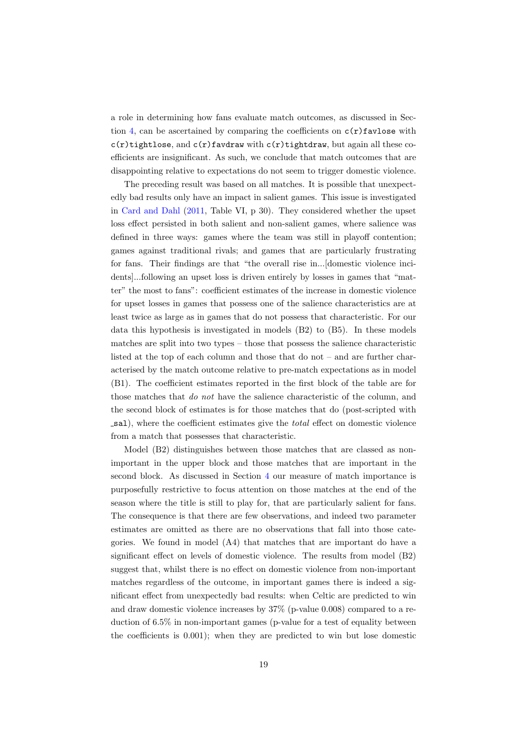a role in determining how fans evaluate match outcomes, as discussed in Section 4, can be ascertained by comparing the coefficients on `c(r)favlose` with `c(r)tightlose`, and `c(r)favdraw` with `c(r)tightdraw`, but again all these coefficients are insignificant. As such, we conclude that match outcomes that are disappointing relative to expectations do not seem to trigger domestic violence.

The preceding result was based on all matches. It is possible that unexpectedly bad results only have an impact in salient games. This issue is investigated in Card and Dahl (2011, Table VI, p 30). They considered whether the upset loss effect persisted in both salient and non-salient games, where salience was defined in three ways: games where the team was still in playoff contention; games against traditional rivals; and games that are particularly frustrating for fans. Their findings are that "the overall rise in...[domestic violence incidents]...following an upset loss is driven entirely by losses in games that "matter" the most to fans": coefficient estimates of the increase in domestic violence for upset losses in games that possess one of the salience characteristics are at least twice as large as in games that do not possess that characteristic. For our data this hypothesis is investigated in models (B2) to (B5). In these models matches are split into two types – those that possess the salience characteristic listed at the top of each column and those that do not – and are further characterised by the match outcome relative to pre-match expectations as in model (B1). The coefficient estimates reported in the first block of the table are for those matches that *do not* have the salience characteristic of the column, and the second block of estimates is for those matches that do (post-scripted with `_sal`), where the coefficient estimates give the *total* effect on domestic violence from a match that possesses that characteristic.

Model (B2) distinguishes between those matches that are classed as non-important in the upper block and those matches that are important in the second block. As discussed in Section 4 our measure of match importance is purposefully restrictive to focus attention on those matches at the end of the season where the title is still to play for, that are particularly salient for fans. The consequence is that there are few observations, and indeed two parameter estimates are omitted as there are no observations that fall into those categories. We found in model (A4) that matches that are important do have a significant effect on levels of domestic violence. The results from model (B2) suggest that, whilst there is no effect on domestic violence from non-important matches regardless of the outcome, in important games there is indeed a significant effect from unexpectedly bad results: when Celtic are predicted to win and draw domestic violence increases by 37% (p-value 0.008) compared to a reduction of 6.5% in non-important games (p-value for a test of equality between the coefficients is 0.001); when they are predicted to win but lose domestic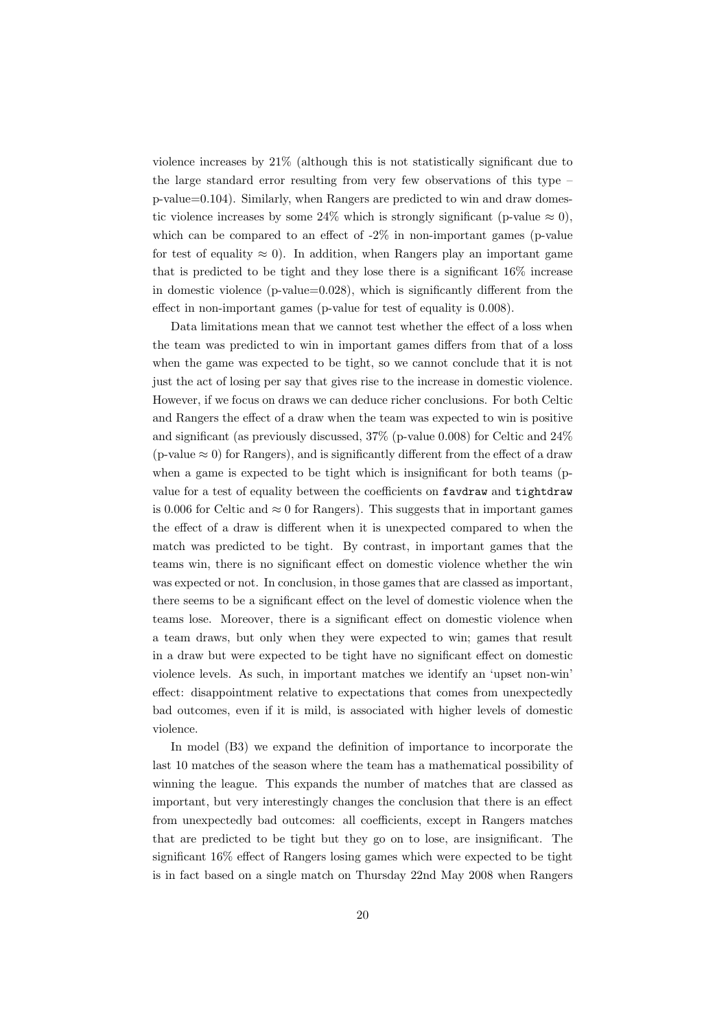violence increases by 21% (although this is not statistically significant due to the large standard error resulting from very few observations of this type – p-value=0.104). Similarly, when Rangers are predicted to win and draw domestic violence increases by some 24% which is strongly significant (p-value $\approx 0$), which can be compared to an effect of -2% in non-important games (p-value for test of equality $\approx 0$). In addition, when Rangers play an important game that is predicted to be tight and they lose there is a significant 16% increase in domestic violence (p-value=0.028), which is significantly different from the effect in non-important games (p-value for test of equality is 0.008).

Data limitations mean that we cannot test whether the effect of a loss when the team was predicted to win in important games differs from that of a loss when the game was expected to be tight, so we cannot conclude that it is not just the act of losing per say that gives rise to the increase in domestic violence. However, if we focus on draws we can deduce richer conclusions. For both Celtic and Rangers the effect of a draw when the team was expected to win is positive and significant (as previously discussed, 37% (p-value 0.008) for Celtic and 24% (p-value $\approx 0$) for Rangers), and is significantly different from the effect of a draw when a game is expected to be tight which is insignificant for both teams (p-value for a test of equality between the coefficients on `favdraw` and `tightdraw` is 0.006 for Celtic and $\approx 0$ for Rangers). This suggests that in important games the effect of a draw is different when it is unexpected compared to when the match was predicted to be tight. By contrast, in important games that the teams win, there is no significant effect on domestic violence whether the win was expected or not. In conclusion, in those games that are classed as important, there seems to be a significant effect on the level of domestic violence when the teams lose. Moreover, there is a significant effect on domestic violence when a team draws, but only when they were expected to win; games that result in a draw but were expected to be tight have no significant effect on domestic violence levels. As such, in important matches we identify an 'upset non-win' effect: disappointment relative to expectations that comes from unexpectedly bad outcomes, even if it is mild, is associated with higher levels of domestic violence.

In model (B3) we expand the definition of importance to incorporate the last 10 matches of the season where the team has a mathematical possibility of winning the league. This expands the number of matches that are classed as important, but very interestingly changes the conclusion that there is an effect from unexpectedly bad outcomes: all coefficients, except in Rangers matches that are predicted to be tight but they go on to lose, are insignificant. The significant 16% effect of Rangers losing games which were expected to be tight is in fact based on a single match on Thursday 22nd May 2008 when Rangers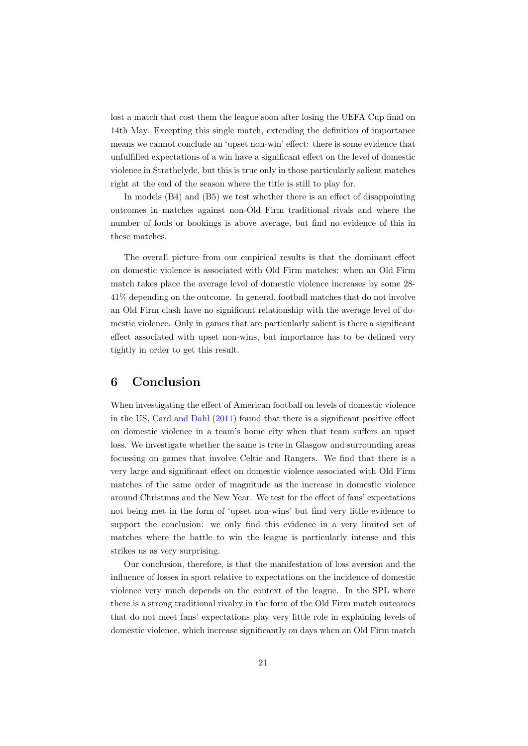lost a match that cost them the league soon after losing the UEFA Cup final on 14th May. Excepting this single match, extending the definition of importance means we cannot conclude an 'upset non-win' effect: there is some evidence that unfulfilled expectations of a win have a significant effect on the level of domestic violence in Strathclyde, but this is true only in those particularly salient matches right at the end of the season where the title is still to play for.

In models (B4) and (B5) we test whether there is an effect of disappointing outcomes in matches against non-Old Firm traditional rivals and where the number of fouls or bookings is above average, but find no evidence of this in these matches.

The overall picture from our empirical results is that the dominant effect on domestic violence is associated with Old Firm matches: when an Old Firm match takes place the average level of domestic violence increases by some 28-41% depending on the outcome. In general, football matches that do not involve an Old Firm clash have no significant relationship with the average level of domestic violence. Only in games that are particularly salient is there a significant effect associated with upset non-wins, but importance has to be defined very tightly in order to get this result.

## 6 Conclusion

When investigating the effect of American football on levels of domestic violence in the US, Card and Dahl (2011) found that there is a significant positive effect on domestic violence in a team's home city when that team suffers an upset loss. We investigate whether the same is true in Glasgow and surrounding areas focussing on games that involve Celtic and Rangers. We find that there is a very large and significant effect on domestic violence associated with Old Firm matches of the same order of magnitude as the increase in domestic violence around Christmas and the New Year. We test for the effect of fans' expectations not being met in the form of 'upset non-wins' but find very little evidence to support the conclusion: we only find this evidence in a very limited set of matches where the battle to win the league is particularly intense and this strikes us as very surprising.

Our conclusion, therefore, is that the manifestation of loss aversion and the influence of losses in sport relative to expectations on the incidence of domestic violence very much depends on the context of the league. In the SPL where there is a strong traditional rivalry in the form of the Old Firm match outcomes that do not meet fans' expectations play very little role in explaining levels of domestic violence, which increase significantly on days when an Old Firm match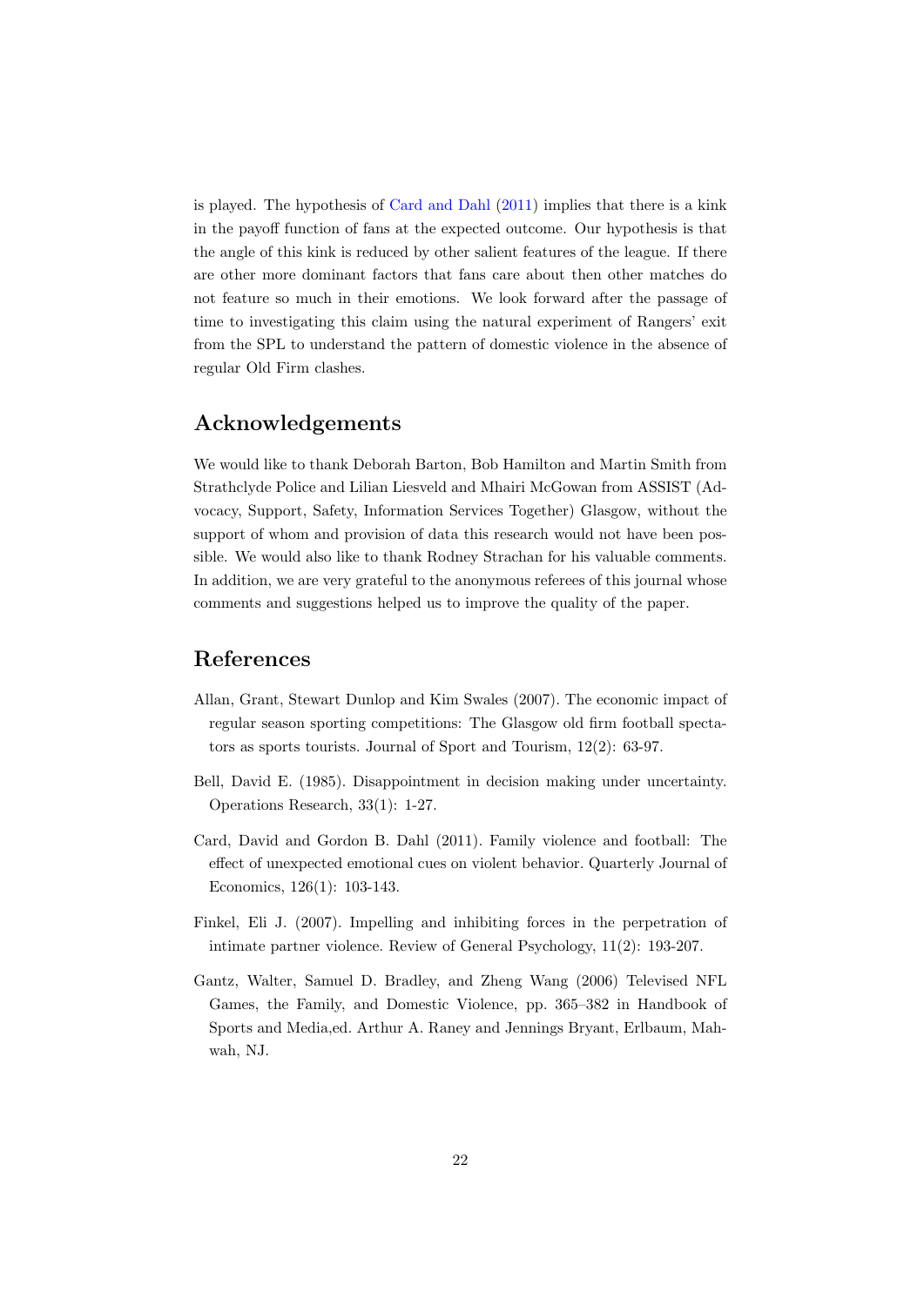is played. The hypothesis of Card and Dahl (2011) implies that there is a kink in the payoff function of fans at the expected outcome. Our hypothesis is that the angle of this kink is reduced by other salient features of the league. If there are other more dominant factors that fans care about then other matches do not feature so much in their emotions. We look forward after the passage of time to investigating this claim using the natural experiment of Rangers' exit from the SPL to understand the pattern of domestic violence in the absence of regular Old Firm clashes.

## Acknowledgements

We would like to thank Deborah Barton, Bob Hamilton and Martin Smith from Strathclyde Police and Lilian Liesveld and Mhairi McGowan from ASSIST (Advocacy, Support, Safety, Information Services Together) Glasgow, without the support of whom and provision of data this research would not have been possible. We would also like to thank Rodney Strachan for his valuable comments. In addition, we are very grateful to the anonymous referees of this journal whose comments and suggestions helped us to improve the quality of the paper.

## References

Allan, Grant, Stewart Dunlop and Kim Swales (2007). The economic impact of regular season sporting competitions: The Glasgow old firm football spectators as sports tourists. Journal of Sport and Tourism, 12(2): 63-97.

Bell, David E. (1985). Disappointment in decision making under uncertainty. Operations Research, 33(1): 1-27.

Card, David and Gordon B. Dahl (2011). Family violence and football: The effect of unexpected emotional cues on violent behavior. Quarterly Journal of Economics, 126(1): 103-143.

Finkel, Eli J. (2007). Impelling and inhibiting forces in the perpetration of intimate partner violence. Review of General Psychology, 11(2): 193-207.

Gantz, Walter, Samuel D. Bradley, and Zheng Wang (2006) Televised NFL Games, the Family, and Domestic Violence, pp. 365–382 in Handbook of Sports and Media,ed. Arthur A. Raney and Jennings Bryant, Erlbaum, Mahwah, NJ.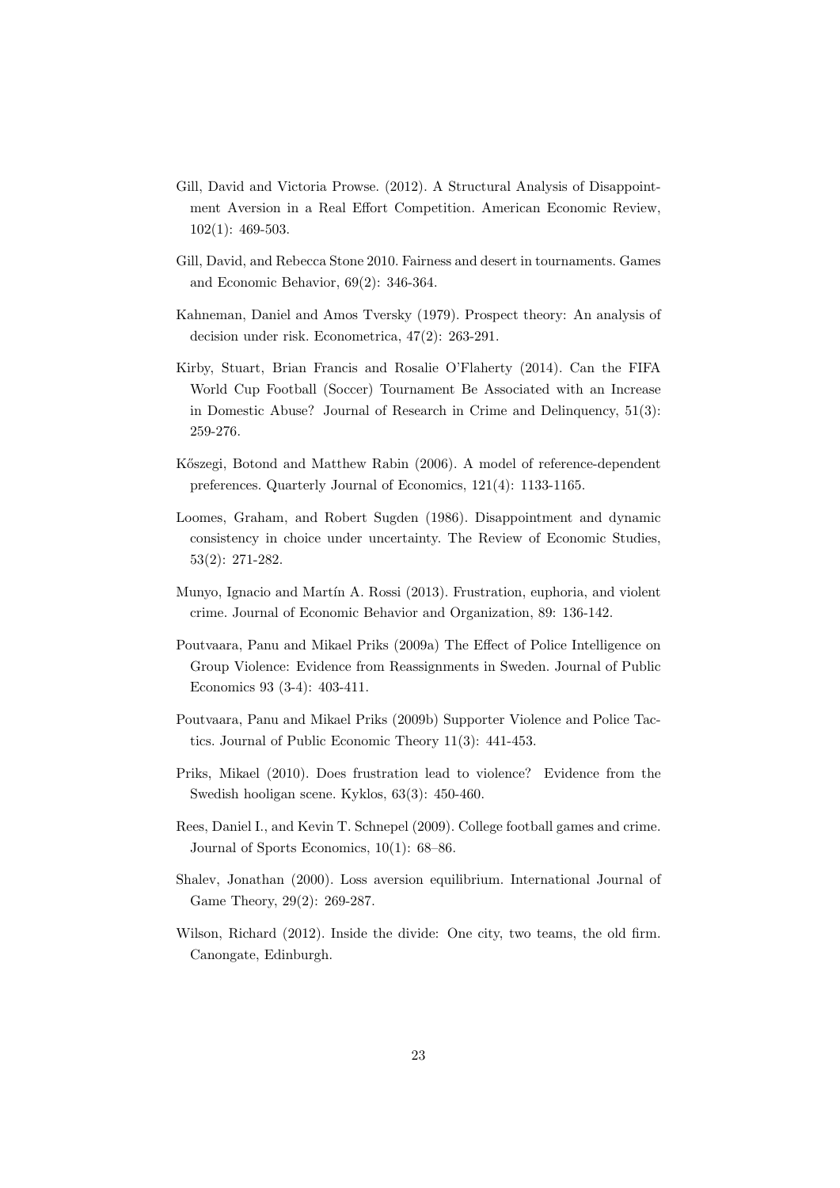Gill, David and Victoria Prowse. (2012). A Structural Analysis of Disappointment Aversion in a Real Effort Competition. American Economic Review, 102(1): 469-503.

Gill, David, and Rebecca Stone 2010. Fairness and desert in tournaments. Games and Economic Behavior, 69(2): 346-364.

Kahneman, Daniel and Amos Tversky (1979). Prospect theory: An analysis of decision under risk. Econometrica, 47(2): 263-291.

Kirby, Stuart, Brian Francis and Rosalie O'Flaherty (2014). Can the FIFA World Cup Football (Soccer) Tournament Be Associated with an Increase in Domestic Abuse? Journal of Research in Crime and Delinquency, 51(3): 259-276.

Kőszegi, Botond and Matthew Rabin (2006). A model of reference-dependent preferences. Quarterly Journal of Economics, 121(4): 1133-1165.

Loomes, Graham, and Robert Sugden (1986). Disappointment and dynamic consistency in choice under uncertainty. The Review of Economic Studies, 53(2): 271-282.

Munyo, Ignacio and Martín A. Rossi (2013). Frustration, euphoria, and violent crime. Journal of Economic Behavior and Organization, 89: 136-142.

Poutvaara, Panu and Mikael Priks (2009a) The Effect of Police Intelligence on Group Violence: Evidence from Reassignments in Sweden. Journal of Public Economics 93 (3-4): 403-411.

Poutvaara, Panu and Mikael Priks (2009b) Supporter Violence and Police Tactics. Journal of Public Economic Theory 11(3): 441-453.

Priks, Mikael (2010). Does frustration lead to violence? Evidence from the Swedish hooligan scene. Kyklos, 63(3): 450-460.

Rees, Daniel I., and Kevin T. Schnepel (2009). College football games and crime. Journal of Sports Economics, 10(1): 68–86.

Shalev, Jonathan (2000). Loss aversion equilibrium. International Journal of Game Theory, 29(2): 269-287.

Wilson, Richard (2012). Inside the divide: One city, two teams, the old firm. Canongate, Edinburgh.